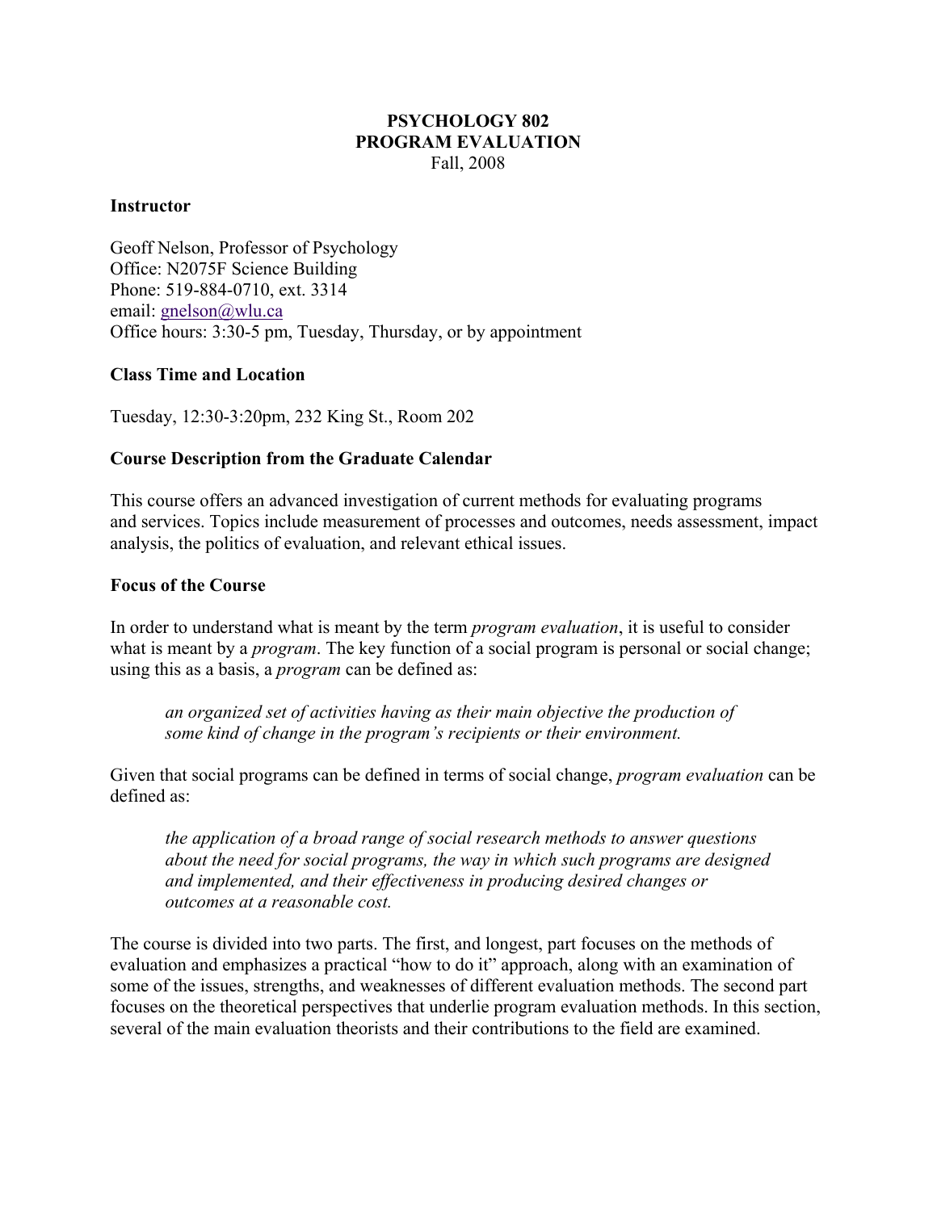# PSYCHOLOGY 802
# PROGRAM EVALUATION

Fall, 2008

### Instructor

Geoff Nelson, Professor of Psychology
Office: N2075F Science Building
Phone: 519-884-0710, ext. 3314
email: gnelson@wlu.ca
Office hours: 3:30-5 pm, Tuesday, Thursday, or by appointment

### Class Time and Location

Tuesday, 12:30-3:20pm, 232 King St., Room 202

### Course Description from the Graduate Calendar

This course offers an advanced investigation of current methods for evaluating programs and services. Topics include measurement of processes and outcomes, needs assessment, impact analysis, the politics of evaluation, and relevant ethical issues.

### Focus of the Course

In order to understand what is meant by the term *program evaluation*, it is useful to consider what is meant by a *program*. The key function of a social program is personal or social change; using this as a basis, a *program* can be defined as:

> *an organized set of activities having as their main objective the production of some kind of change in the program's recipients or their environment.*

Given that social programs can be defined in terms of social change, *program evaluation* can be defined as:

> *the application of a broad range of social research methods to answer questions about the need for social programs, the way in which such programs are designed and implemented, and their effectiveness in producing desired changes or outcomes at a reasonable cost.*

The course is divided into two parts. The first, and longest, part focuses on the methods of evaluation and emphasizes a practical "how to do it" approach, along with an examination of some of the issues, strengths, and weaknesses of different evaluation methods. The second part focuses on the theoretical perspectives that underlie program evaluation methods. In this section, several of the main evaluation theorists and their contributions to the field are examined.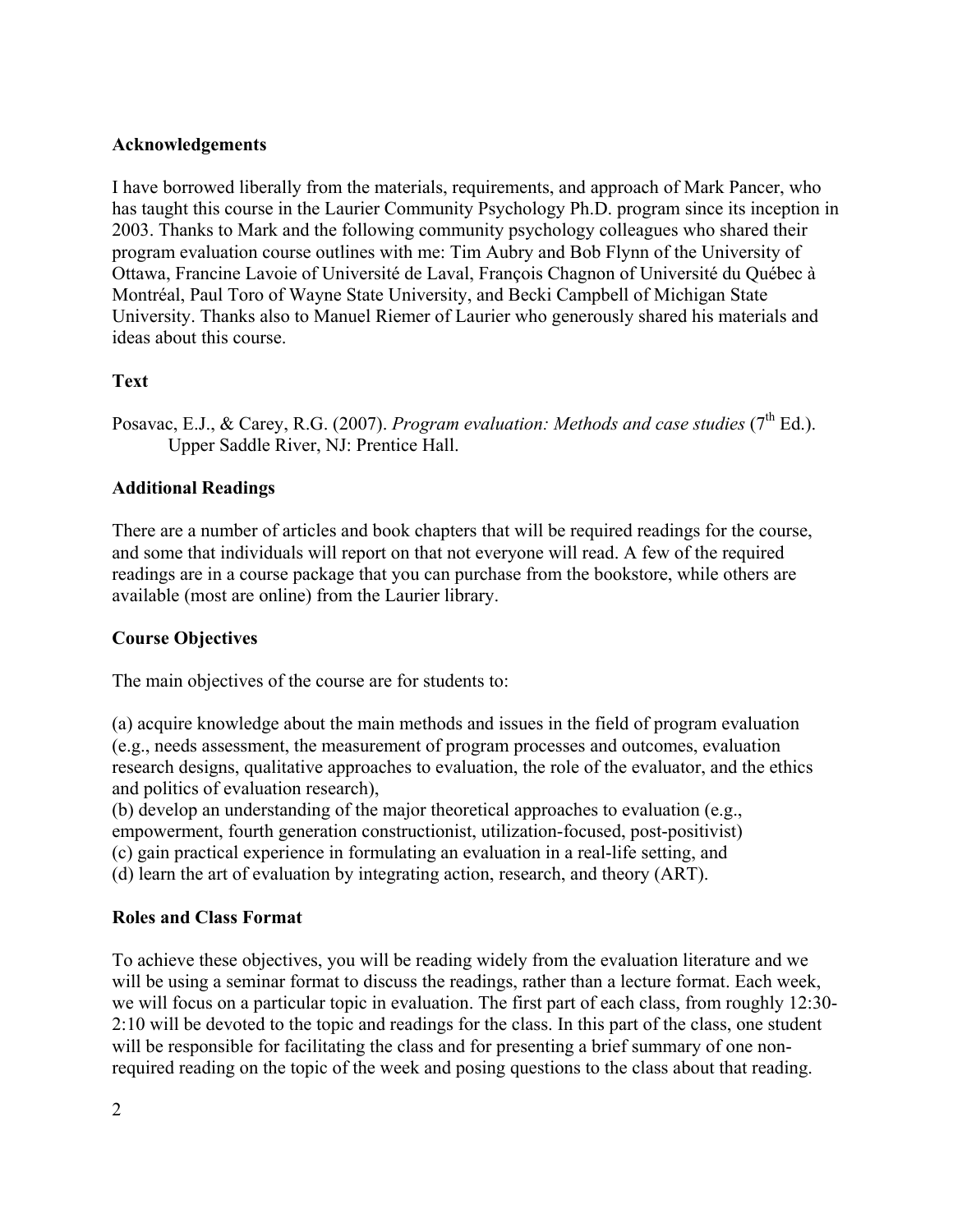## Acknowledgements

I have borrowed liberally from the materials, requirements, and approach of Mark Pancer, who has taught this course in the Laurier Community Psychology Ph.D. program since its inception in 2003. Thanks to Mark and the following community psychology colleagues who shared their program evaluation course outlines with me: Tim Aubry and Bob Flynn of the University of Ottawa, Francine Lavoie of Université de Laval, François Chagnon of Université du Québec à Montréal, Paul Toro of Wayne State University, and Becki Campbell of Michigan State University. Thanks also to Manuel Riemer of Laurier who generously shared his materials and ideas about this course.

## Text

Posavac, E.J., & Carey, R.G. (2007). *Program evaluation: Methods and case studies* (7th Ed.). Upper Saddle River, NJ: Prentice Hall.

## Additional Readings

There are a number of articles and book chapters that will be required readings for the course, and some that individuals will report on that not everyone will read. A few of the required readings are in a course package that you can purchase from the bookstore, while others are available (most are online) from the Laurier library.

## Course Objectives

The main objectives of the course are for students to:

(a) acquire knowledge about the main methods and issues in the field of program evaluation (e.g., needs assessment, the measurement of program processes and outcomes, evaluation research designs, qualitative approaches to evaluation, the role of the evaluator, and the ethics and politics of evaluation research),
(b) develop an understanding of the major theoretical approaches to evaluation (e.g., empowerment, fourth generation constructionist, utilization-focused, post-positivist)
(c) gain practical experience in formulating an evaluation in a real-life setting, and
(d) learn the art of evaluation by integrating action, research, and theory (ART).

## Roles and Class Format

To achieve these objectives, you will be reading widely from the evaluation literature and we will be using a seminar format to discuss the readings, rather than a lecture format. Each week, we will focus on a particular topic in evaluation. The first part of each class, from roughly 12:30-2:10 will be devoted to the topic and readings for the class. In this part of the class, one student will be responsible for facilitating the class and for presenting a brief summary of one non-required reading on the topic of the week and posing questions to the class about that reading.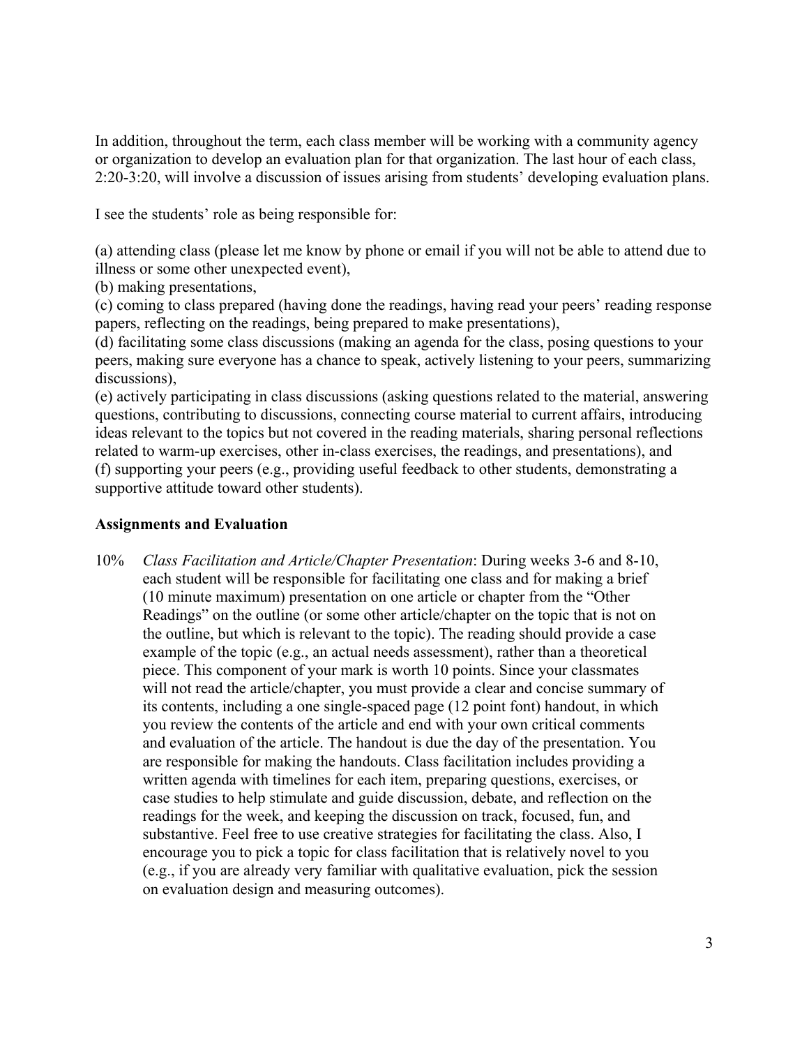In addition, throughout the term, each class member will be working with a community agency or organization to develop an evaluation plan for that organization. The last hour of each class, 2:20-3:20, will involve a discussion of issues arising from students' developing evaluation plans.

I see the students' role as being responsible for:

(a) attending class (please let me know by phone or email if you will not be able to attend due to illness or some other unexpected event),
(b) making presentations,
(c) coming to class prepared (having done the readings, having read your peers' reading response papers, reflecting on the readings, being prepared to make presentations),
(d) facilitating some class discussions (making an agenda for the class, posing questions to your peers, making sure everyone has a chance to speak, actively listening to your peers, summarizing discussions),
(e) actively participating in class discussions (asking questions related to the material, answering questions, contributing to discussions, connecting course material to current affairs, introducing ideas relevant to the topics but not covered in the reading materials, sharing personal reflections related to warm-up exercises, other in-class exercises, the readings, and presentations), and
(f) supporting your peers (e.g., providing useful feedback to other students, demonstrating a supportive attitude toward other students).

**Assignments and Evaluation**

10% *Class Facilitation and Article/Chapter Presentation*: During weeks 3-6 and 8-10, each student will be responsible for facilitating one class and for making a brief (10 minute maximum) presentation on one article or chapter from the "Other Readings" on the outline (or some other article/chapter on the topic that is not on the outline, but which is relevant to the topic). The reading should provide a case example of the topic (e.g., an actual needs assessment), rather than a theoretical piece. This component of your mark is worth 10 points. Since your classmates will not read the article/chapter, you must provide a clear and concise summary of its contents, including a one single-spaced page (12 point font) handout, in which you review the contents of the article and end with your own critical comments and evaluation of the article. The handout is due the day of the presentation. You are responsible for making the handouts. Class facilitation includes providing a written agenda with timelines for each item, preparing questions, exercises, or case studies to help stimulate and guide discussion, debate, and reflection on the readings for the week, and keeping the discussion on track, focused, fun, and substantive. Feel free to use creative strategies for facilitating the class. Also, I encourage you to pick a topic for class facilitation that is relatively novel to you (e.g., if you are already very familiar with qualitative evaluation, pick the session on evaluation design and measuring outcomes).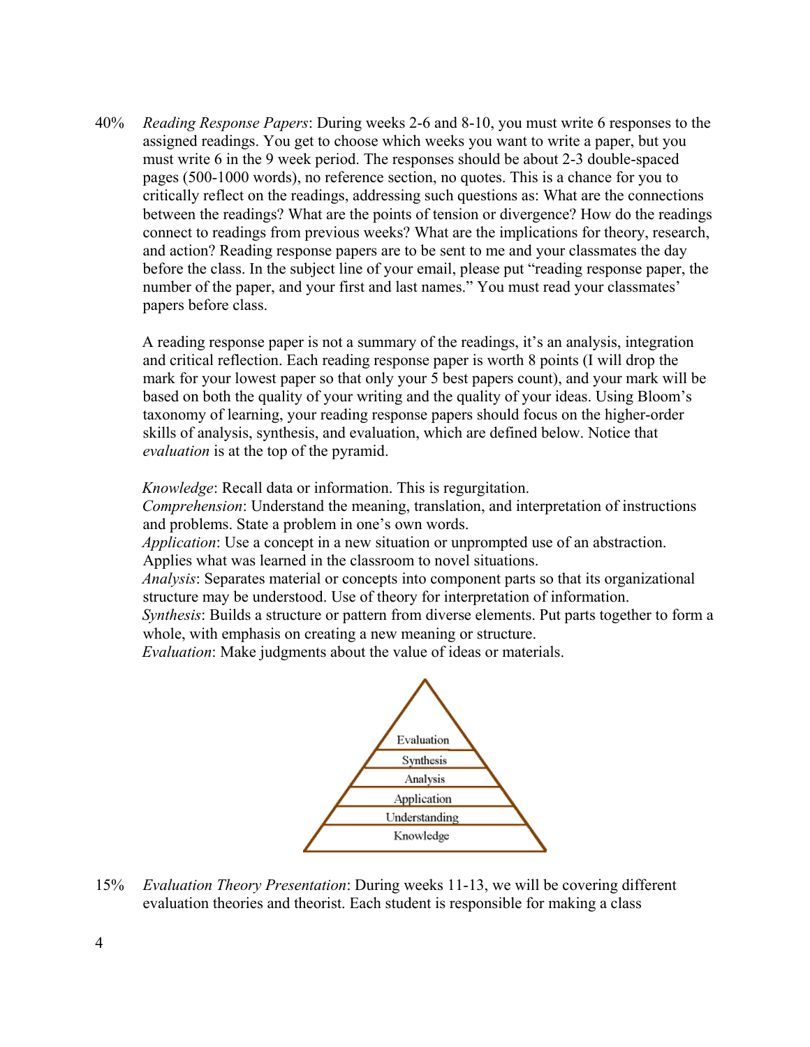40% *Reading Response Papers*: During weeks 2-6 and 8-10, you must write 6 responses to the assigned readings. You get to choose which weeks you want to write a paper, but you must write 6 in the 9 week period. The responses should be about 2-3 double-spaced pages (500-1000 words), no reference section, no quotes. This is a chance for you to critically reflect on the readings, addressing such questions as: What are the connections between the readings? What are the points of tension or divergence? How do the readings connect to readings from previous weeks? What are the implications for theory, research, and action? Reading response papers are to be sent to me and your classmates the day before the class. In the subject line of your email, please put "reading response paper, the number of the paper, and your first and last names." You must read your classmates' papers before class.

A reading response paper is not a summary of the readings, it's an analysis, integration and critical reflection. Each reading response paper is worth 8 points (I will drop the mark for your lowest paper so that only your 5 best papers count), and your mark will be based on both the quality of your writing and the quality of your ideas. Using Bloom's taxonomy of learning, your reading response papers should focus on the higher-order skills of analysis, synthesis, and evaluation, which are defined below. Notice that *evaluation* is at the top of the pyramid.

*Knowledge*: Recall data or information. This is regurgitation.
*Comprehension*: Understand the meaning, translation, and interpretation of instructions and problems. State a problem in one's own words.
*Application*: Use a concept in a new situation or unprompted use of an abstraction. Applies what was learned in the classroom to novel situations.
*Analysis*: Separates material or concepts into component parts so that its organizational structure may be understood. Use of theory for interpretation of information.
*Synthesis*: Builds a structure or pattern from diverse elements. Put parts together to form a whole, with emphasis on creating a new meaning or structure.
*Evaluation*: Make judgments about the value of ideas or materials.

Evaluation
Synthesis
Analysis
Application
Understanding
Knowledge

15% *Evaluation Theory Presentation*: During weeks 11-13, we will be covering different evaluation theories and theorist. Each student is responsible for making a class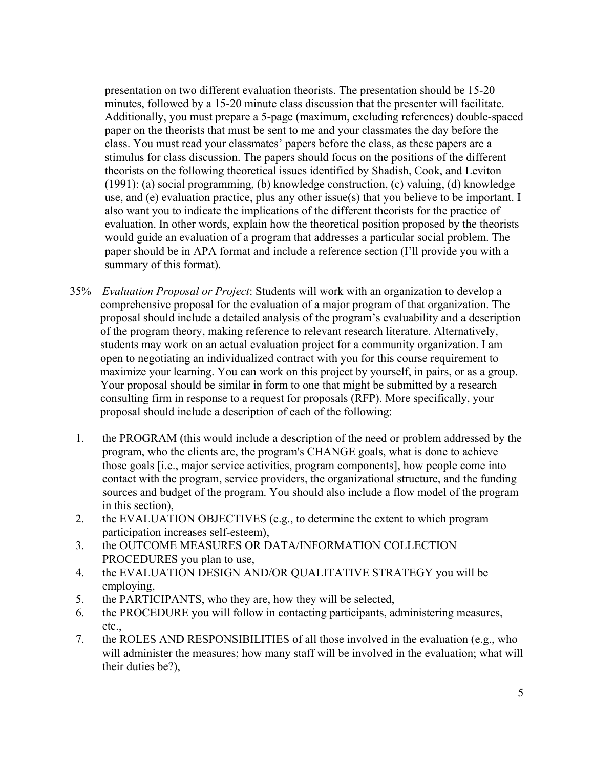presentation on two different evaluation theorists. The presentation should be 15-20 minutes, followed by a 15-20 minute class discussion that the presenter will facilitate. Additionally, you must prepare a 5-page (maximum, excluding references) double-spaced paper on the theorists that must be sent to me and your classmates the day before the class. You must read your classmates' papers before the class, as these papers are a stimulus for class discussion. The papers should focus on the positions of the different theorists on the following theoretical issues identified by Shadish, Cook, and Leviton (1991): (a) social programming, (b) knowledge construction, (c) valuing, (d) knowledge use, and (e) evaluation practice, plus any other issue(s) that you believe to be important. I also want you to indicate the implications of the different theorists for the practice of evaluation. In other words, explain how the theoretical position proposed by the theorists would guide an evaluation of a program that addresses a particular social problem. The paper should be in APA format and include a reference section (I'll provide you with a summary of this format).

35% *Evaluation Proposal or Project*: Students will work with an organization to develop a comprehensive proposal for the evaluation of a major program of that organization. The proposal should include a detailed analysis of the program's evaluability and a description of the program theory, making reference to relevant research literature. Alternatively, students may work on an actual evaluation project for a community organization. I am open to negotiating an individualized contract with you for this course requirement to maximize your learning. You can work on this project by yourself, in pairs, or as a group. Your proposal should be similar in form to one that might be submitted by a research consulting firm in response to a request for proposals (RFP). More specifically, your proposal should include a description of each of the following:

1. the PROGRAM (this would include a description of the need or problem addressed by the program, who the clients are, the program's CHANGE goals, what is done to achieve those goals [i.e., major service activities, program components], how people come into contact with the program, service providers, the organizational structure, and the funding sources and budget of the program. You should also include a flow model of the program in this section),
2. the EVALUATION OBJECTIVES (e.g., to determine the extent to which program participation increases self-esteem),
3. the OUTCOME MEASURES OR DATA/INFORMATION COLLECTION PROCEDURES you plan to use,
4. the EVALUATION DESIGN AND/OR QUALITATIVE STRATEGY you will be employing,
5. the PARTICIPANTS, who they are, how they will be selected,
6. the PROCEDURE you will follow in contacting participants, administering measures, etc.,
7. the ROLES AND RESPONSIBILITIES of all those involved in the evaluation (e.g., who will administer the measures; how many staff will be involved in the evaluation; what will their duties be?),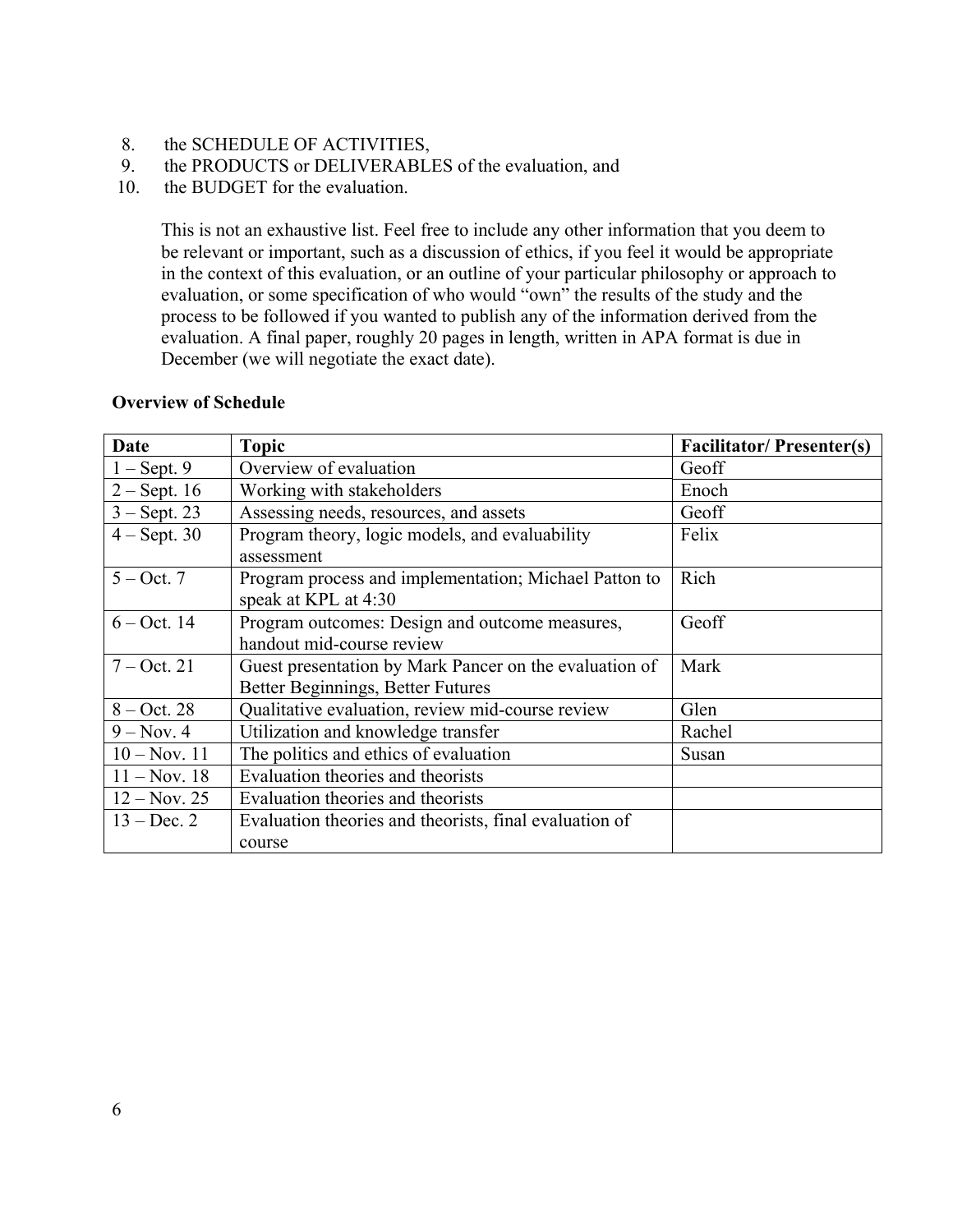8. the SCHEDULE OF ACTIVITIES,
9. the PRODUCTS or DELIVERABLES of the evaluation, and
10. the BUDGET for the evaluation.

This is not an exhaustive list. Feel free to include any other information that you deem to be relevant or important, such as a discussion of ethics, if you feel it would be appropriate in the context of this evaluation, or an outline of your particular philosophy or approach to evaluation, or some specification of who would "own" the results of the study and the process to be followed if you wanted to publish any of the information derived from the evaluation. A final paper, roughly 20 pages in length, written in APA format is due in December (we will negotiate the exact date).

**Overview of Schedule**

| Date | Topic | Facilitator/ Presenter(s) |
|---|---|---|
| 1 – Sept. 9 | Overview of evaluation | Geoff |
| 2 – Sept. 16 | Working with stakeholders | Enoch |
| 3 – Sept. 23 | Assessing needs, resources, and assets | Geoff |
| 4 – Sept. 30 | Program theory, logic models, and evaluability assessment | Felix |
| 5 – Oct. 7 | Program process and implementation; Michael Patton to speak at KPL at 4:30 | Rich |
| 6 – Oct. 14 | Program outcomes: Design and outcome measures, handout mid-course review | Geoff |
| 7 – Oct. 21 | Guest presentation by Mark Pancer on the evaluation of Better Beginnings, Better Futures | Mark |
| 8 – Oct. 28 | Qualitative evaluation, review mid-course review | Glen |
| 9 – Nov. 4 | Utilization and knowledge transfer | Rachel |
| 10 – Nov. 11 | The politics and ethics of evaluation | Susan |
| 11 – Nov. 18 | Evaluation theories and theorists | |
| 12 – Nov. 25 | Evaluation theories and theorists | |
| 13 – Dec. 2 | Evaluation theories and theorists, final evaluation of course | |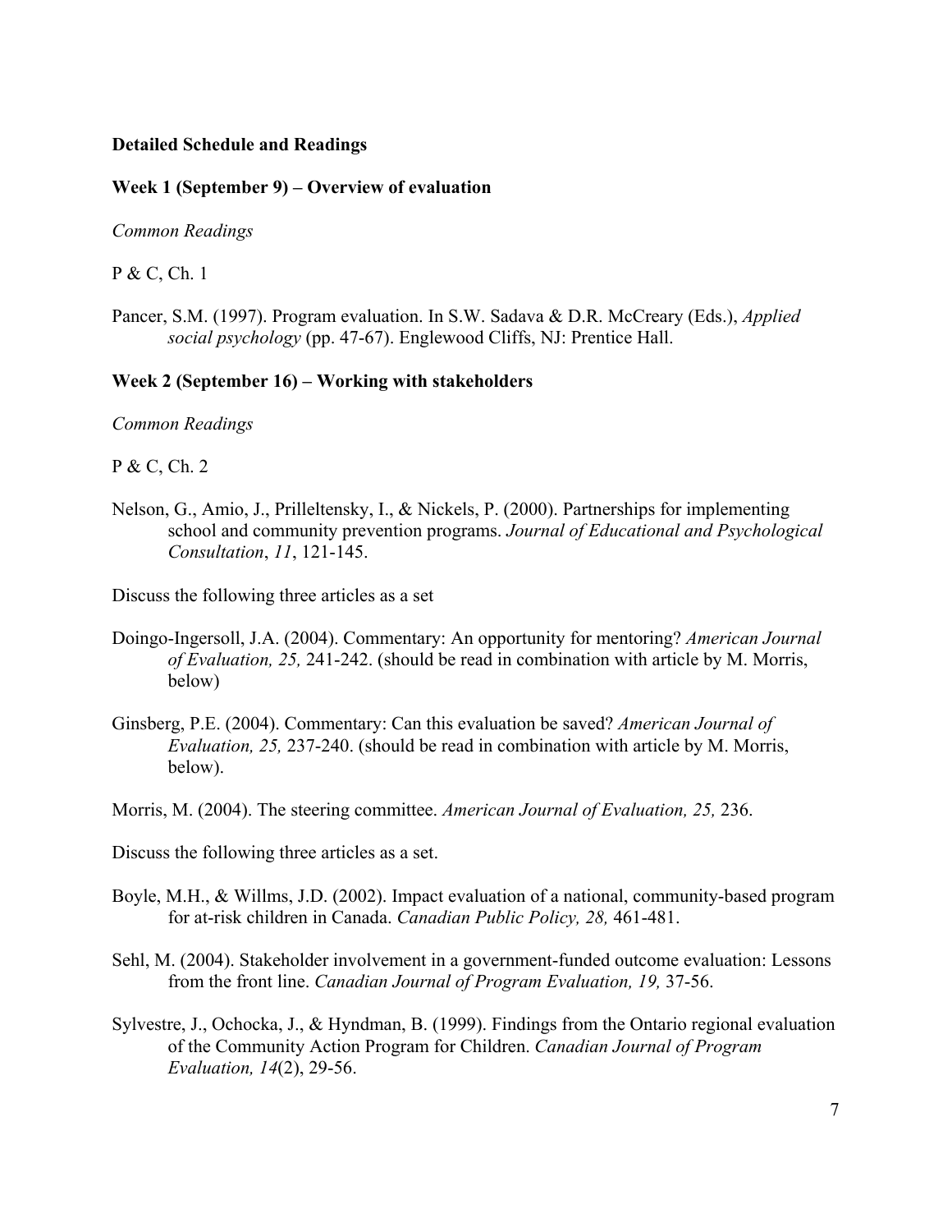**Detailed Schedule and Readings**

**Week 1 (September 9) – Overview of evaluation**

*Common Readings*

P & C, Ch. 1

Pancer, S.M. (1997). Program evaluation. In S.W. Sadava & D.R. McCreary (Eds.), *Applied social psychology* (pp. 47-67). Englewood Cliffs, NJ: Prentice Hall.

**Week 2 (September 16) – Working with stakeholders**

*Common Readings*

P & C, Ch. 2

Nelson, G., Amio, J., Prilleltensky, I., & Nickels, P. (2000). Partnerships for implementing school and community prevention programs. *Journal of Educational and Psychological Consultation*, *11*, 121-145.

Discuss the following three articles as a set

Doingo-Ingersoll, J.A. (2004). Commentary: An opportunity for mentoring? *American Journal of Evaluation, 25,* 241-242. (should be read in combination with article by M. Morris, below)

Ginsberg, P.E. (2004). Commentary: Can this evaluation be saved? *American Journal of Evaluation, 25,* 237-240. (should be read in combination with article by M. Morris, below).

Morris, M. (2004). The steering committee. *American Journal of Evaluation, 25,* 236.

Discuss the following three articles as a set.

Boyle, M.H., & Willms, J.D. (2002). Impact evaluation of a national, community-based program for at-risk children in Canada. *Canadian Public Policy, 28,* 461-481.

Sehl, M. (2004). Stakeholder involvement in a government-funded outcome evaluation: Lessons from the front line. *Canadian Journal of Program Evaluation, 19,* 37-56.

Sylvestre, J., Ochocka, J., & Hyndman, B. (1999). Findings from the Ontario regional evaluation of the Community Action Program for Children. *Canadian Journal of Program Evaluation, 14*(2), 29-56.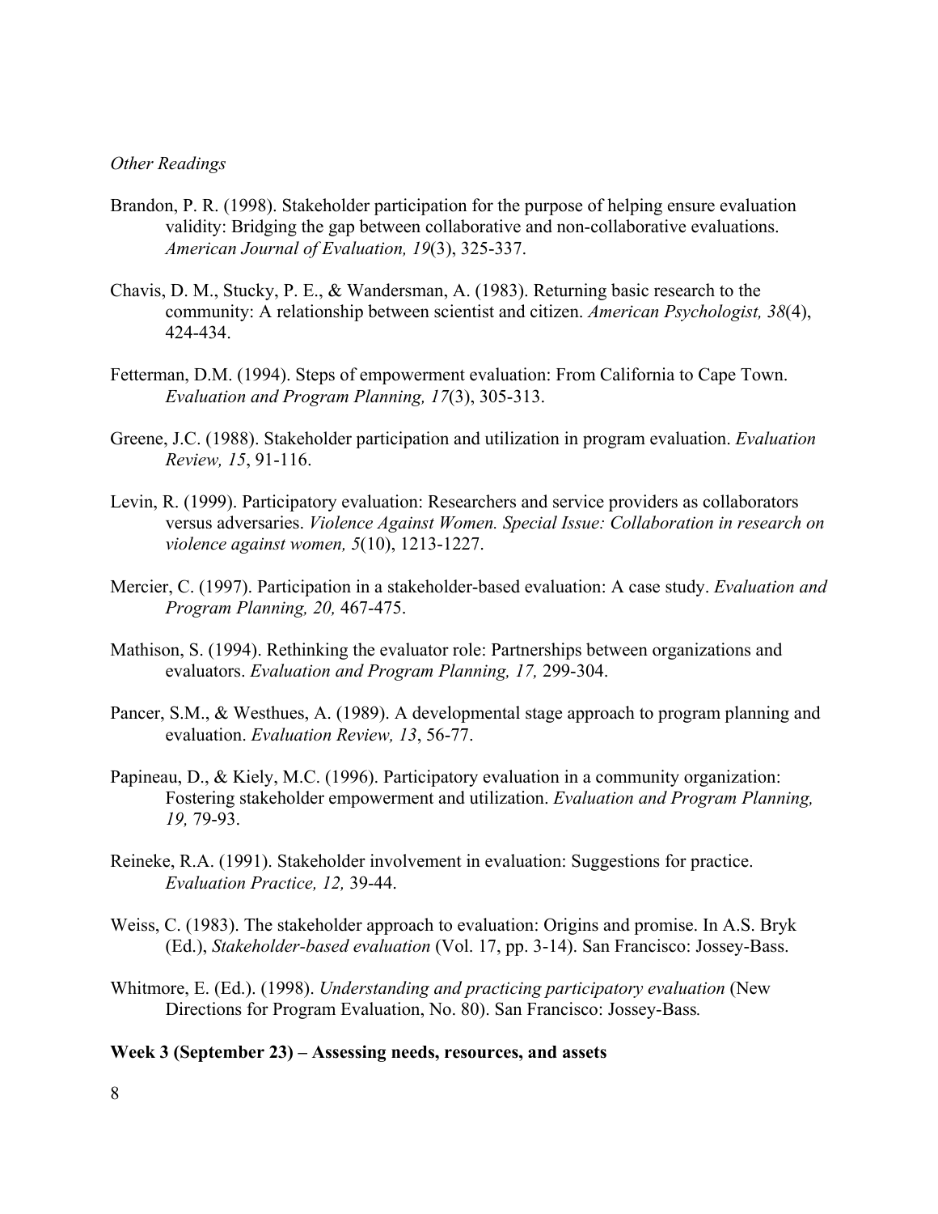*Other Readings*

Brandon, P. R. (1998). Stakeholder participation for the purpose of helping ensure evaluation validity: Bridging the gap between collaborative and non-collaborative evaluations. *American Journal of Evaluation, 19*(3), 325-337.

Chavis, D. M., Stucky, P. E., & Wandersman, A. (1983). Returning basic research to the community: A relationship between scientist and citizen. *American Psychologist, 38*(4), 424-434.

Fetterman, D.M. (1994). Steps of empowerment evaluation: From California to Cape Town. *Evaluation and Program Planning, 17*(3), 305-313.

Greene, J.C. (1988). Stakeholder participation and utilization in program evaluation. *Evaluation Review, 15*, 91-116.

Levin, R. (1999). Participatory evaluation: Researchers and service providers as collaborators versus adversaries. *Violence Against Women. Special Issue: Collaboration in research on violence against women, 5*(10), 1213-1227.

Mercier, C. (1997). Participation in a stakeholder-based evaluation: A case study. *Evaluation and Program Planning, 20,* 467-475.

Mathison, S. (1994). Rethinking the evaluator role: Partnerships between organizations and evaluators. *Evaluation and Program Planning, 17,* 299-304.

Pancer, S.M., & Westhues, A. (1989). A developmental stage approach to program planning and evaluation. *Evaluation Review, 13*, 56-77.

Papineau, D., & Kiely, M.C. (1996). Participatory evaluation in a community organization: Fostering stakeholder empowerment and utilization. *Evaluation and Program Planning, 19,* 79-93.

Reineke, R.A. (1991). Stakeholder involvement in evaluation: Suggestions for practice. *Evaluation Practice, 12,* 39-44.

Weiss, C. (1983). The stakeholder approach to evaluation: Origins and promise. In A.S. Bryk (Ed.), *Stakeholder-based evaluation* (Vol. 17, pp. 3-14). San Francisco: Jossey-Bass.

Whitmore, E. (Ed.). (1998). *Understanding and practicing participatory evaluation* (New Directions for Program Evaluation, No. 80). San Francisco: Jossey-Bass*.*

**Week 3 (September 23) – Assessing needs, resources, and assets**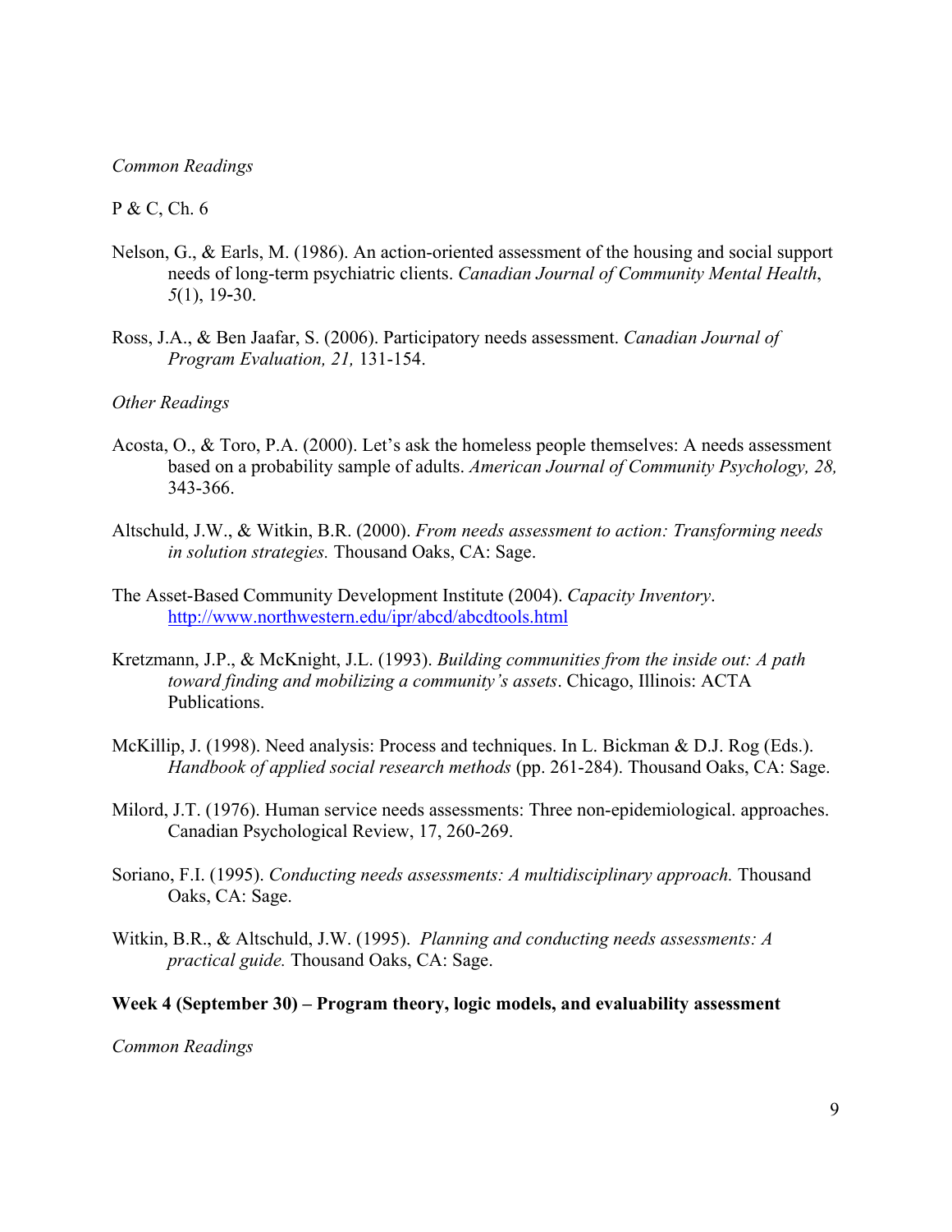*Common Readings*

P & C, Ch. 6

Nelson, G., & Earls, M. (1986). An action-oriented assessment of the housing and social support needs of long-term psychiatric clients. *Canadian Journal of Community Mental Health*, *5*(1), 19-30.

Ross, J.A., & Ben Jaafar, S. (2006). Participatory needs assessment. *Canadian Journal of Program Evaluation, 21,* 131-154.

*Other Readings*

Acosta, O., & Toro, P.A. (2000). Let's ask the homeless people themselves: A needs assessment based on a probability sample of adults. *American Journal of Community Psychology, 28,* 343-366.

Altschuld, J.W., & Witkin, B.R. (2000). *From needs assessment to action: Transforming needs in solution strategies.* Thousand Oaks, CA: Sage.

The Asset-Based Community Development Institute (2004). *Capacity Inventory*. http://www.northwestern.edu/ipr/abcd/abcdtools.html

Kretzmann, J.P., & McKnight, J.L. (1993). *Building communities from the inside out: A path toward finding and mobilizing a community's assets*. Chicago, Illinois: ACTA Publications.

McKillip, J. (1998). Need analysis: Process and techniques. In L. Bickman & D.J. Rog (Eds.). *Handbook of applied social research methods* (pp. 261-284). Thousand Oaks, CA: Sage.

Milord, J.T. (1976). Human service needs assessments: Three non-epidemiological. approaches. Canadian Psychological Review, 17, 260-269.

Soriano, F.I. (1995). *Conducting needs assessments: A multidisciplinary approach.* Thousand Oaks, CA: Sage.

Witkin, B.R., & Altschuld, J.W. (1995). *Planning and conducting needs assessments: A practical guide.* Thousand Oaks, CA: Sage.

**Week 4 (September 30) – Program theory, logic models, and evaluability assessment**

*Common Readings*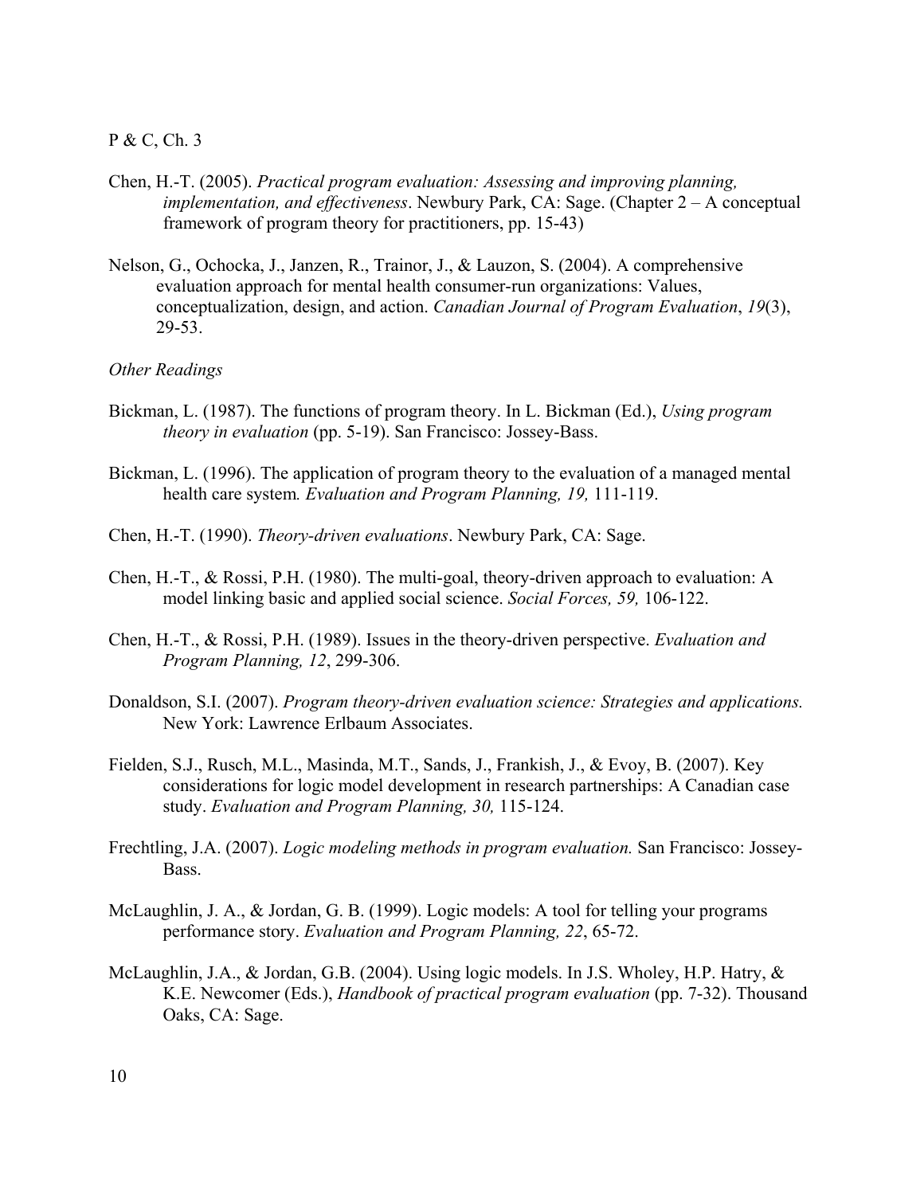P & C, Ch. 3

Chen, H.-T. (2005). *Practical program evaluation: Assessing and improving planning, implementation, and effectiveness*. Newbury Park, CA: Sage. (Chapter 2 – A conceptual framework of program theory for practitioners, pp. 15-43)

Nelson, G., Ochocka, J., Janzen, R., Trainor, J., & Lauzon, S. (2004). A comprehensive evaluation approach for mental health consumer-run organizations: Values, conceptualization, design, and action. *Canadian Journal of Program Evaluation*, *19*(3), 29-53.

*Other Readings*

Bickman, L. (1987). The functions of program theory. In L. Bickman (Ed.), *Using program theory in evaluation* (pp. 5-19). San Francisco: Jossey-Bass.

Bickman, L. (1996). The application of program theory to the evaluation of a managed mental health care system*. Evaluation and Program Planning, 19,* 111-119.

Chen, H.-T. (1990). *Theory-driven evaluations*. Newbury Park, CA: Sage.

Chen, H.-T., & Rossi, P.H. (1980). The multi-goal, theory-driven approach to evaluation: A model linking basic and applied social science. *Social Forces, 59,* 106-122.

Chen, H.-T., & Rossi, P.H. (1989). Issues in the theory-driven perspective. *Evaluation and Program Planning, 12*, 299-306.

Donaldson, S.I. (2007). *Program theory-driven evaluation science: Strategies and applications.* New York: Lawrence Erlbaum Associates.

Fielden, S.J., Rusch, M.L., Masinda, M.T., Sands, J., Frankish, J., & Evoy, B. (2007). Key considerations for logic model development in research partnerships: A Canadian case study. *Evaluation and Program Planning, 30,* 115-124.

Frechtling, J.A. (2007). *Logic modeling methods in program evaluation.* San Francisco: Jossey-Bass.

McLaughlin, J. A., & Jordan, G. B. (1999). Logic models: A tool for telling your programs performance story. *Evaluation and Program Planning, 22*, 65-72.

McLaughlin, J.A., & Jordan, G.B. (2004). Using logic models. In J.S. Wholey, H.P. Hatry, & K.E. Newcomer (Eds.), *Handbook of practical program evaluation* (pp. 7-32). Thousand Oaks, CA: Sage.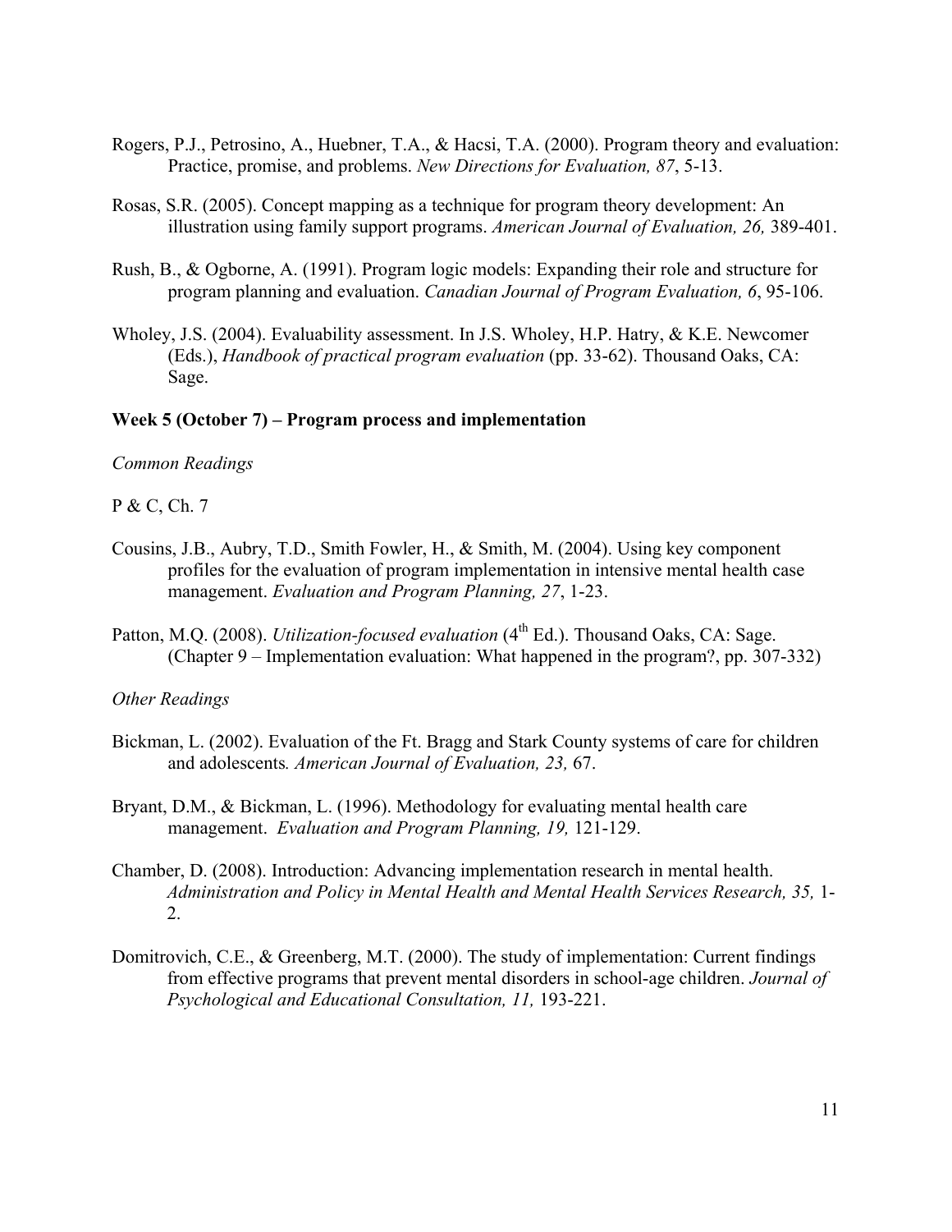Rogers, P.J., Petrosino, A., Huebner, T.A., & Hacsi, T.A. (2000). Program theory and evaluation: Practice, promise, and problems. *New Directions for Evaluation, 87*, 5-13.

Rosas, S.R. (2005). Concept mapping as a technique for program theory development: An illustration using family support programs. *American Journal of Evaluation, 26,* 389-401.

Rush, B., & Ogborne, A. (1991). Program logic models: Expanding their role and structure for program planning and evaluation. *Canadian Journal of Program Evaluation, 6*, 95-106.

Wholey, J.S. (2004). Evaluability assessment. In J.S. Wholey, H.P. Hatry, & K.E. Newcomer (Eds.), *Handbook of practical program evaluation* (pp. 33-62). Thousand Oaks, CA: Sage.

**Week 5 (October 7) – Program process and implementation**

*Common Readings*

P & C, Ch. 7

Cousins, J.B., Aubry, T.D., Smith Fowler, H., & Smith, M. (2004). Using key component profiles for the evaluation of program implementation in intensive mental health case management. *Evaluation and Program Planning, 27*, 1-23.

Patton, M.Q. (2008). *Utilization-focused evaluation* (4th Ed.). Thousand Oaks, CA: Sage. (Chapter 9 – Implementation evaluation: What happened in the program?, pp. 307-332)

*Other Readings*

Bickman, L. (2002). Evaluation of the Ft. Bragg and Stark County systems of care for children and adolescents*. American Journal of Evaluation, 23,* 67.

Bryant, D.M., & Bickman, L. (1996). Methodology for evaluating mental health care management. *Evaluation and Program Planning, 19,* 121-129.

Chamber, D. (2008). Introduction: Advancing implementation research in mental health. *Administration and Policy in Mental Health and Mental Health Services Research, 35,* 1-2.

Domitrovich, C.E., & Greenberg, M.T. (2000). The study of implementation: Current findings from effective programs that prevent mental disorders in school-age children. *Journal of Psychological and Educational Consultation, 11,* 193-221.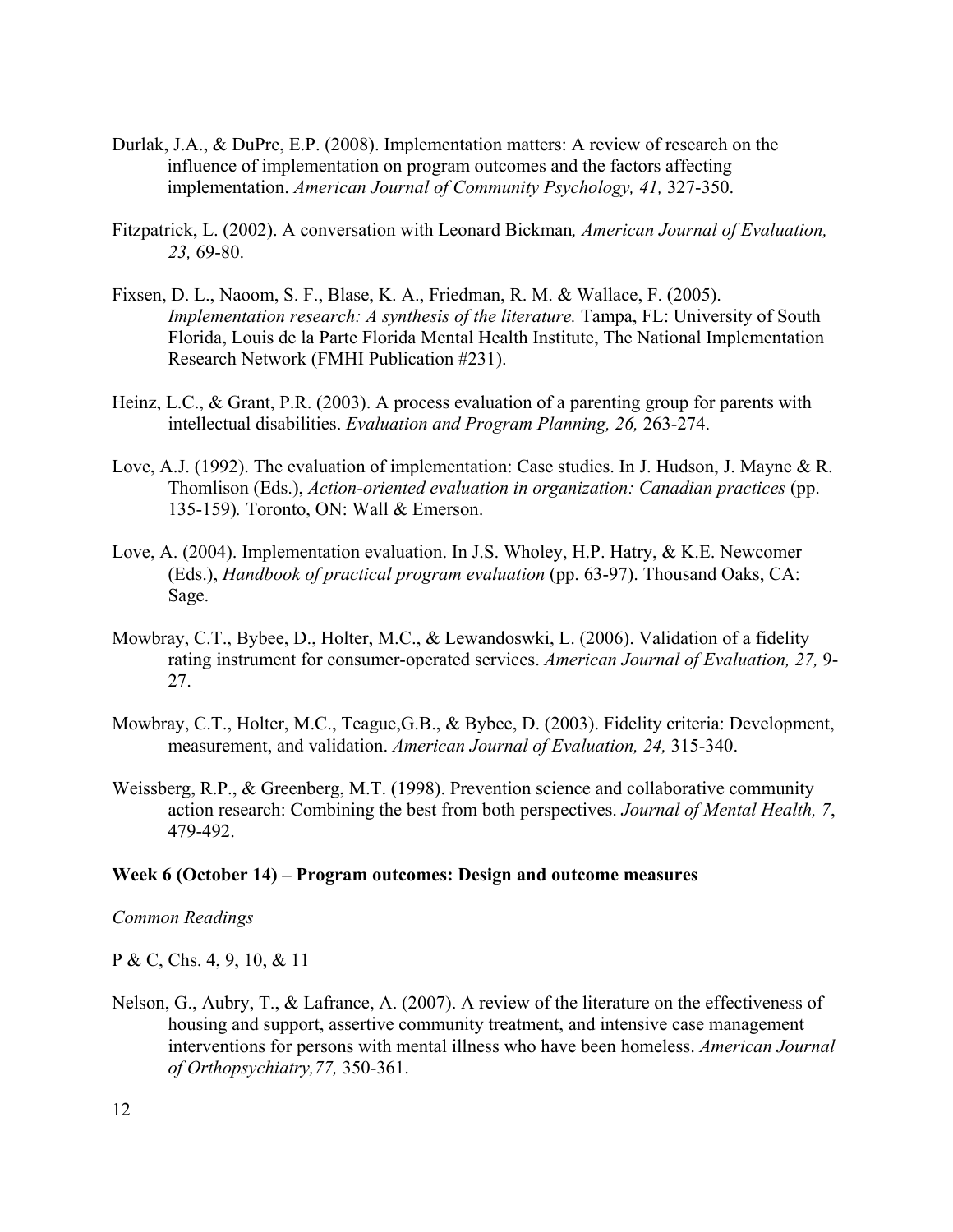Durlak, J.A., & DuPre, E.P. (2008). Implementation matters: A review of research on the influence of implementation on program outcomes and the factors affecting implementation. *American Journal of Community Psychology, 41,* 327-350.

Fitzpatrick, L. (2002). A conversation with Leonard Bickman*, American Journal of Evaluation, 23,* 69-80.

Fixsen, D. L., Naoom, S. F., Blase, K. A., Friedman, R. M. & Wallace, F. (2005). *Implementation research: A synthesis of the literature.* Tampa, FL: University of South Florida, Louis de la Parte Florida Mental Health Institute, The National Implementation Research Network (FMHI Publication #231).

Heinz, L.C., & Grant, P.R. (2003). A process evaluation of a parenting group for parents with intellectual disabilities. *Evaluation and Program Planning, 26,* 263-274.

Love, A.J. (1992). The evaluation of implementation: Case studies. In J. Hudson, J. Mayne & R. Thomlison (Eds.), *Action-oriented evaluation in organization: Canadian practices* (pp. 135-159)*.* Toronto, ON: Wall & Emerson.

Love, A. (2004). Implementation evaluation. In J.S. Wholey, H.P. Hatry, & K.E. Newcomer (Eds.), *Handbook of practical program evaluation* (pp. 63-97). Thousand Oaks, CA: Sage.

Mowbray, C.T., Bybee, D., Holter, M.C., & Lewandoswki, L. (2006). Validation of a fidelity rating instrument for consumer-operated services. *American Journal of Evaluation, 27,* 9-27.

Mowbray, C.T., Holter, M.C., Teague,G.B., & Bybee, D. (2003). Fidelity criteria: Development, measurement, and validation. *American Journal of Evaluation, 24,* 315-340.

Weissberg, R.P., & Greenberg, M.T. (1998). Prevention science and collaborative community action research: Combining the best from both perspectives. *Journal of Mental Health, 7*, 479-492.

**Week 6 (October 14) – Program outcomes: Design and outcome measures**

*Common Readings*

P & C, Chs. 4, 9, 10, & 11

Nelson, G., Aubry, T., & Lafrance, A. (2007). A review of the literature on the effectiveness of housing and support, assertive community treatment, and intensive case management interventions for persons with mental illness who have been homeless. *American Journal of Orthopsychiatry,77,* 350-361.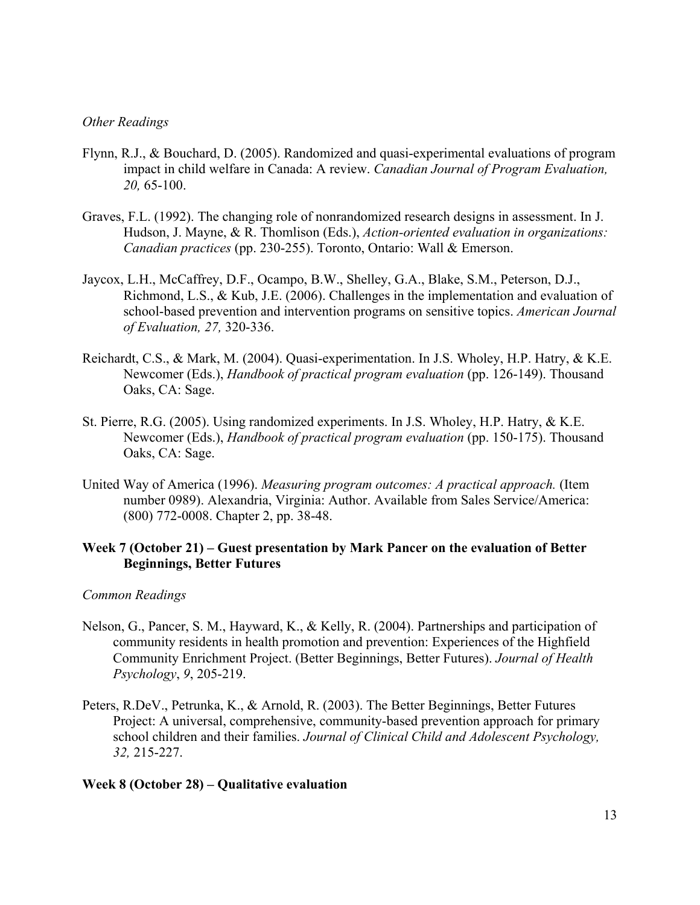*Other Readings*

Flynn, R.J., & Bouchard, D. (2005). Randomized and quasi-experimental evaluations of program impact in child welfare in Canada: A review. *Canadian Journal of Program Evaluation, 20,* 65-100.

Graves, F.L. (1992). The changing role of nonrandomized research designs in assessment. In J. Hudson, J. Mayne, & R. Thomlison (Eds.), *Action-oriented evaluation in organizations: Canadian practices* (pp. 230-255). Toronto, Ontario: Wall & Emerson.

Jaycox, L.H., McCaffrey, D.F., Ocampo, B.W., Shelley, G.A., Blake, S.M., Peterson, D.J., Richmond, L.S., & Kub, J.E. (2006). Challenges in the implementation and evaluation of school-based prevention and intervention programs on sensitive topics. *American Journal of Evaluation, 27,* 320-336.

Reichardt, C.S., & Mark, M. (2004). Quasi-experimentation. In J.S. Wholey, H.P. Hatry, & K.E. Newcomer (Eds.), *Handbook of practical program evaluation* (pp. 126-149). Thousand Oaks, CA: Sage.

St. Pierre, R.G. (2005). Using randomized experiments. In J.S. Wholey, H.P. Hatry, & K.E. Newcomer (Eds.), *Handbook of practical program evaluation* (pp. 150-175). Thousand Oaks, CA: Sage.

United Way of America (1996). *Measuring program outcomes: A practical approach.* (Item number 0989). Alexandria, Virginia: Author. Available from Sales Service/America: (800) 772-0008. Chapter 2, pp. 38-48.

**Week 7 (October 21) – Guest presentation by Mark Pancer on the evaluation of Better Beginnings, Better Futures**

*Common Readings*

Nelson, G., Pancer, S. M., Hayward, K., & Kelly, R. (2004). Partnerships and participation of community residents in health promotion and prevention: Experiences of the Highfield Community Enrichment Project. (Better Beginnings, Better Futures). *Journal of Health Psychology*, *9*, 205-219.

Peters, R.DeV., Petrunka, K., & Arnold, R. (2003). The Better Beginnings, Better Futures Project: A universal, comprehensive, community-based prevention approach for primary school children and their families. *Journal of Clinical Child and Adolescent Psychology, 32,* 215-227.

**Week 8 (October 28) – Qualitative evaluation**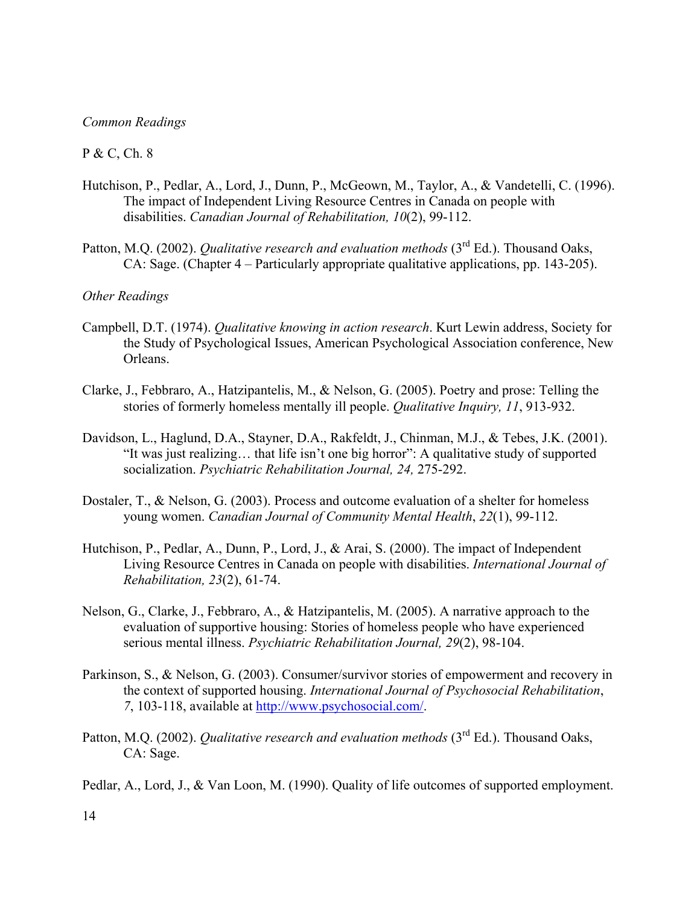*Common Readings*

P & C, Ch. 8

Hutchison, P., Pedlar, A., Lord, J., Dunn, P., McGeown, M., Taylor, A., & Vandetelli, C. (1996). The impact of Independent Living Resource Centres in Canada on people with disabilities. *Canadian Journal of Rehabilitation, 10*(2), 99-112.

Patton, M.Q. (2002). *Qualitative research and evaluation methods* (3rd Ed.). Thousand Oaks, CA: Sage. (Chapter 4 – Particularly appropriate qualitative applications, pp. 143-205).

*Other Readings*

Campbell, D.T. (1974). *Qualitative knowing in action research*. Kurt Lewin address, Society for the Study of Psychological Issues, American Psychological Association conference, New Orleans.

Clarke, J., Febbraro, A., Hatzipantelis, M., & Nelson, G. (2005). Poetry and prose: Telling the stories of formerly homeless mentally ill people. *Qualitative Inquiry, 11*, 913-932.

Davidson, L., Haglund, D.A., Stayner, D.A., Rakfeldt, J., Chinman, M.J., & Tebes, J.K. (2001). "It was just realizing… that life isn't one big horror": A qualitative study of supported socialization. *Psychiatric Rehabilitation Journal, 24,* 275-292.

Dostaler, T., & Nelson, G. (2003). Process and outcome evaluation of a shelter for homeless young women. *Canadian Journal of Community Mental Health*, *22*(1), 99-112.

Hutchison, P., Pedlar, A., Dunn, P., Lord, J., & Arai, S. (2000). The impact of Independent Living Resource Centres in Canada on people with disabilities. *International Journal of Rehabilitation, 23*(2), 61-74.

Nelson, G., Clarke, J., Febbraro, A., & Hatzipantelis, M. (2005). A narrative approach to the evaluation of supportive housing: Stories of homeless people who have experienced serious mental illness. *Psychiatric Rehabilitation Journal, 29*(2), 98-104.

Parkinson, S., & Nelson, G. (2003). Consumer/survivor stories of empowerment and recovery in the context of supported housing. *International Journal of Psychosocial Rehabilitation*, *7*, 103-118, available at http://www.psychosocial.com/.

Patton, M.Q. (2002). *Qualitative research and evaluation methods* (3rd Ed.). Thousand Oaks, CA: Sage.

Pedlar, A., Lord, J., & Van Loon, M. (1990). Quality of life outcomes of supported employment.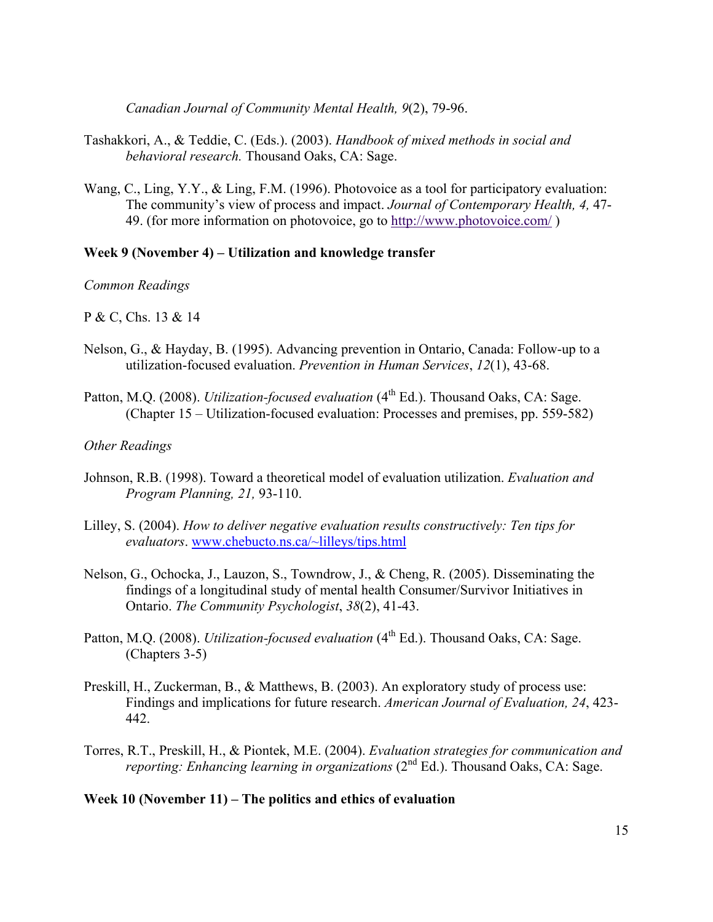*Canadian Journal of Community Mental Health, 9*(2), 79-96.

Tashakkori, A., & Teddie, C. (Eds.). (2003). *Handbook of mixed methods in social and behavioral research.* Thousand Oaks, CA: Sage.

Wang, C., Ling, Y.Y., & Ling, F.M. (1996). Photovoice as a tool for participatory evaluation: The community's view of process and impact. *Journal of Contemporary Health, 4,* 47-49. (for more information on photovoice, go to http://www.photovoice.com/ )

**Week 9 (November 4) – Utilization and knowledge transfer**

*Common Readings*

P & C, Chs. 13 & 14

Nelson, G., & Hayday, B. (1995). Advancing prevention in Ontario, Canada: Follow-up to a utilization-focused evaluation. *Prevention in Human Services*, *12*(1), 43-68.

Patton, M.Q. (2008). *Utilization-focused evaluation* (4th Ed.). Thousand Oaks, CA: Sage. (Chapter 15 – Utilization-focused evaluation: Processes and premises, pp. 559-582)

*Other Readings*

Johnson, R.B. (1998). Toward a theoretical model of evaluation utilization. *Evaluation and Program Planning, 21,* 93-110.

Lilley, S. (2004). *How to deliver negative evaluation results constructively: Ten tips for evaluators*. www.chebucto.ns.ca/~lilleys/tips.html

Nelson, G., Ochocka, J., Lauzon, S., Towndrow, J., & Cheng, R. (2005). Disseminating the findings of a longitudinal study of mental health Consumer/Survivor Initiatives in Ontario. *The Community Psychologist*, *38*(2), 41-43.

Patton, M.Q. (2008). *Utilization-focused evaluation* (4th Ed.). Thousand Oaks, CA: Sage. (Chapters 3-5)

Preskill, H., Zuckerman, B., & Matthews, B. (2003). An exploratory study of process use: Findings and implications for future research. *American Journal of Evaluation, 24*, 423-442.

Torres, R.T., Preskill, H., & Piontek, M.E. (2004). *Evaluation strategies for communication and reporting: Enhancing learning in organizations* (2nd Ed.). Thousand Oaks, CA: Sage.

**Week 10 (November 11) – The politics and ethics of evaluation**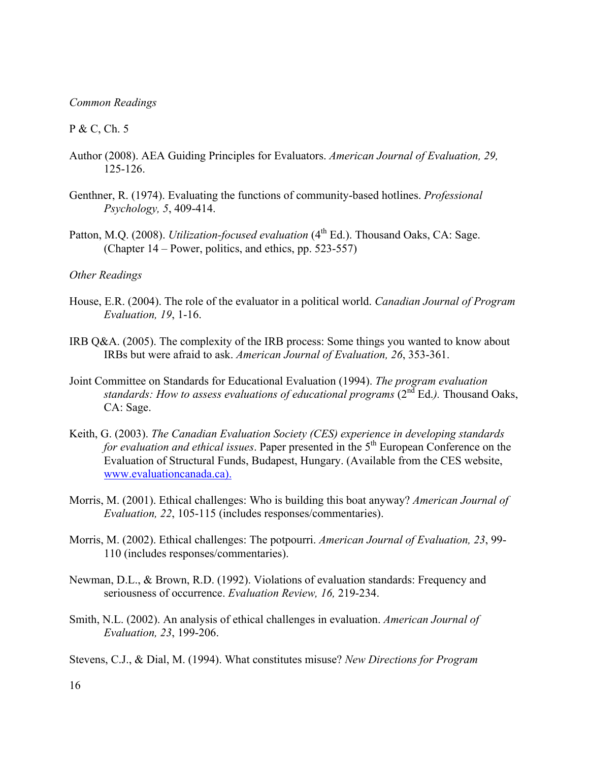*Common Readings*

P & C, Ch. 5

Author (2008). AEA Guiding Principles for Evaluators. *American Journal of Evaluation, 29,* 125-126.

Genthner, R. (1974). Evaluating the functions of community-based hotlines. *Professional Psychology, 5*, 409-414.

Patton, M.Q. (2008). *Utilization-focused evaluation* (4th Ed.). Thousand Oaks, CA: Sage. (Chapter 14 – Power, politics, and ethics, pp. 523-557)

*Other Readings*

House, E.R. (2004). The role of the evaluator in a political world. *Canadian Journal of Program Evaluation, 19*, 1-16.

IRB Q&A. (2005). The complexity of the IRB process: Some things you wanted to know about IRBs but were afraid to ask. *American Journal of Evaluation, 26*, 353-361.

Joint Committee on Standards for Educational Evaluation (1994). *The program evaluation standards: How to assess evaluations of educational programs* (2nd Ed.*).* Thousand Oaks, CA: Sage.

Keith, G. (2003). *The Canadian Evaluation Society (CES) experience in developing standards for evaluation and ethical issues*. Paper presented in the 5th European Conference on the Evaluation of Structural Funds, Budapest, Hungary. (Available from the CES website, www.evaluationcanada.ca).

Morris, M. (2001). Ethical challenges: Who is building this boat anyway? *American Journal of Evaluation, 22*, 105-115 (includes responses/commentaries).

Morris, M. (2002). Ethical challenges: The potpourri. *American Journal of Evaluation, 23*, 99-110 (includes responses/commentaries).

Newman, D.L., & Brown, R.D. (1992). Violations of evaluation standards: Frequency and seriousness of occurrence. *Evaluation Review, 16,* 219-234.

Smith, N.L. (2002). An analysis of ethical challenges in evaluation. *American Journal of Evaluation, 23*, 199-206.

Stevens, C.J., & Dial, M. (1994). What constitutes misuse? *New Directions for Program*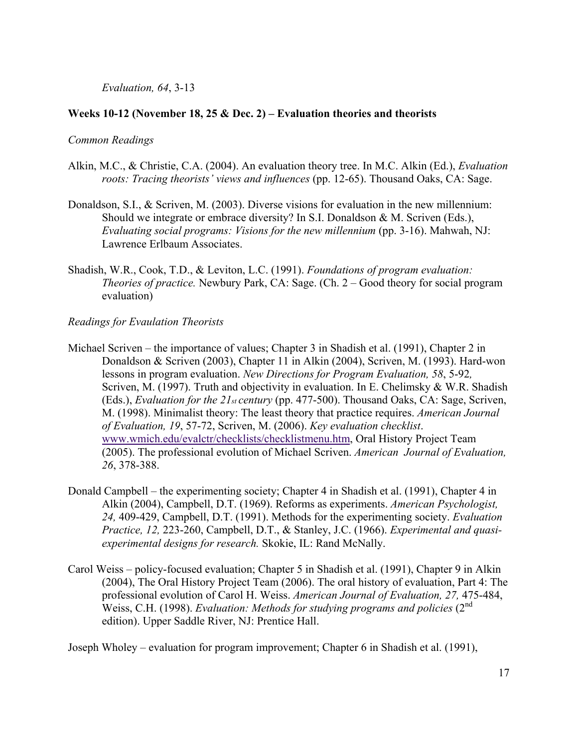*Evaluation, 64*, 3-13

**Weeks 10-12 (November 18, 25 & Dec. 2) – Evaluation theories and theorists**

*Common Readings*

Alkin, M.C., & Christie, C.A. (2004). An evaluation theory tree. In M.C. Alkin (Ed.), *Evaluation roots: Tracing theorists' views and influences* (pp. 12-65). Thousand Oaks, CA: Sage.

Donaldson, S.I., & Scriven, M. (2003). Diverse visions for evaluation in the new millennium: Should we integrate or embrace diversity? In S.I. Donaldson & M. Scriven (Eds.), *Evaluating social programs: Visions for the new millennium* (pp. 3-16). Mahwah, NJ: Lawrence Erlbaum Associates.

Shadish, W.R., Cook, T.D., & Leviton, L.C. (1991). *Foundations of program evaluation: Theories of practice.* Newbury Park, CA: Sage. (Ch. 2 – Good theory for social program evaluation)

*Readings for Evaulation Theorists*

Michael Scriven – the importance of values; Chapter 3 in Shadish et al. (1991), Chapter 2 in Donaldson & Scriven (2003), Chapter 11 in Alkin (2004), Scriven, M. (1993). Hard-won lessons in program evaluation. *New Directions for Program Evaluation, 58*, 5-92*,* Scriven, M. (1997). Truth and objectivity in evaluation. In E. Chelimsky & W.R. Shadish (Eds.), *Evaluation for the 21st century* (pp. 477-500). Thousand Oaks, CA: Sage, Scriven, M. (1998). Minimalist theory: The least theory that practice requires. *American Journal of Evaluation, 19*, 57-72, Scriven, M. (2006). *Key evaluation checklist*. www.wmich.edu/evalctr/checklists/checklistmenu.htm, Oral History Project Team (2005). The professional evolution of Michael Scriven. *American Journal of Evaluation, 26*, 378-388.

Donald Campbell – the experimenting society; Chapter 4 in Shadish et al. (1991), Chapter 4 in Alkin (2004), Campbell, D.T. (1969). Reforms as experiments. *American Psychologist, 24,* 409-429, Campbell, D.T. (1991). Methods for the experimenting society. *Evaluation Practice, 12,* 223-260, Campbell, D.T., & Stanley, J.C. (1966). *Experimental and quasi-experimental designs for research.* Skokie, IL: Rand McNally.

Carol Weiss – policy-focused evaluation; Chapter 5 in Shadish et al. (1991), Chapter 9 in Alkin (2004), The Oral History Project Team (2006). The oral history of evaluation, Part 4: The professional evolution of Carol H. Weiss. *American Journal of Evaluation, 27,* 475-484, Weiss, C.H. (1998). *Evaluation: Methods for studying programs and policies* (2nd edition). Upper Saddle River, NJ: Prentice Hall.

Joseph Wholey – evaluation for program improvement; Chapter 6 in Shadish et al. (1991),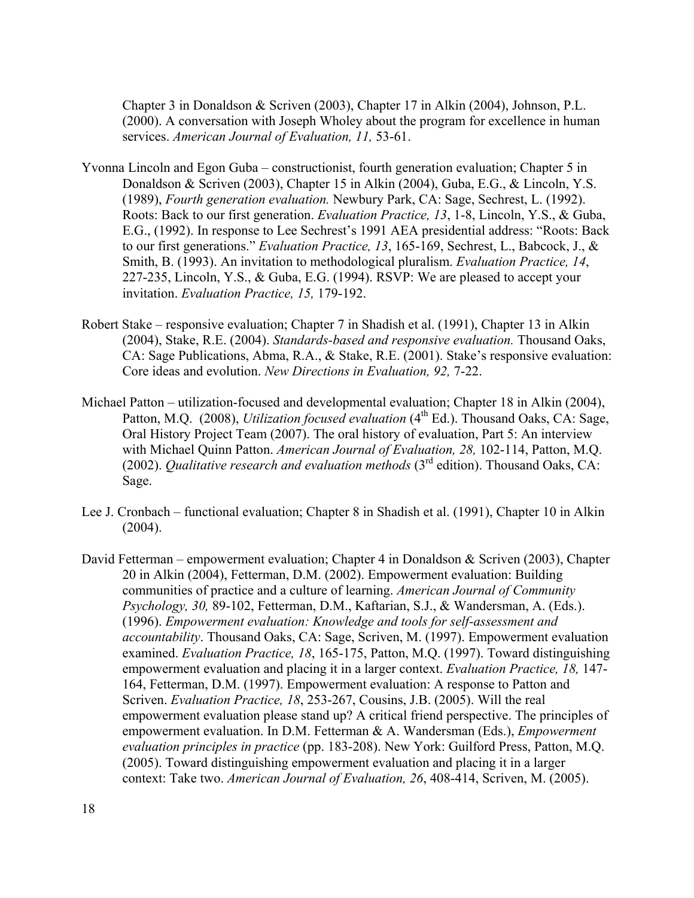Chapter 3 in Donaldson & Scriven (2003), Chapter 17 in Alkin (2004), Johnson, P.L. (2000). A conversation with Joseph Wholey about the program for excellence in human services. *American Journal of Evaluation, 11,* 53-61.

Yvonna Lincoln and Egon Guba – constructionist, fourth generation evaluation; Chapter 5 in Donaldson & Scriven (2003), Chapter 15 in Alkin (2004), Guba, E.G., & Lincoln, Y.S. (1989), *Fourth generation evaluation.* Newbury Park, CA: Sage, Sechrest, L. (1992). Roots: Back to our first generation. *Evaluation Practice, 13*, 1-8, Lincoln, Y.S., & Guba, E.G., (1992). In response to Lee Sechrest's 1991 AEA presidential address: "Roots: Back to our first generations." *Evaluation Practice, 13*, 165-169, Sechrest, L., Babcock, J., & Smith, B. (1993). An invitation to methodological pluralism. *Evaluation Practice, 14*, 227-235, Lincoln, Y.S., & Guba, E.G. (1994). RSVP: We are pleased to accept your invitation. *Evaluation Practice, 15,* 179-192.

Robert Stake – responsive evaluation; Chapter 7 in Shadish et al. (1991), Chapter 13 in Alkin (2004), Stake, R.E. (2004). *Standards-based and responsive evaluation.* Thousand Oaks, CA: Sage Publications, Abma, R.A., & Stake, R.E. (2001). Stake's responsive evaluation: Core ideas and evolution. *New Directions in Evaluation, 92,* 7-22.

Michael Patton – utilization-focused and developmental evaluation; Chapter 18 in Alkin (2004), Patton, M.Q. (2008), *Utilization focused evaluation* (4th Ed.). Thousand Oaks, CA: Sage, Oral History Project Team (2007). The oral history of evaluation, Part 5: An interview with Michael Quinn Patton. *American Journal of Evaluation, 28,* 102-114, Patton, M.Q. (2002). *Qualitative research and evaluation methods* (3rd edition). Thousand Oaks, CA: Sage.

Lee J. Cronbach – functional evaluation; Chapter 8 in Shadish et al. (1991), Chapter 10 in Alkin (2004).

David Fetterman – empowerment evaluation; Chapter 4 in Donaldson & Scriven (2003), Chapter 20 in Alkin (2004), Fetterman, D.M. (2002). Empowerment evaluation: Building communities of practice and a culture of learning. *American Journal of Community Psychology, 30,* 89-102, Fetterman, D.M., Kaftarian, S.J., & Wandersman, A. (Eds.). (1996). *Empowerment evaluation: Knowledge and tools for self-assessment and accountability*. Thousand Oaks, CA: Sage, Scriven, M. (1997). Empowerment evaluation examined. *Evaluation Practice, 18*, 165-175, Patton, M.Q. (1997). Toward distinguishing empowerment evaluation and placing it in a larger context. *Evaluation Practice, 18,* 147-164, Fetterman, D.M. (1997). Empowerment evaluation: A response to Patton and Scriven. *Evaluation Practice, 18*, 253-267, Cousins, J.B. (2005). Will the real empowerment evaluation please stand up? A critical friend perspective. The principles of empowerment evaluation. In D.M. Fetterman & A. Wandersman (Eds.), *Empowerment evaluation principles in practice* (pp. 183-208). New York: Guilford Press, Patton, M.Q. (2005). Toward distinguishing empowerment evaluation and placing it in a larger context: Take two. *American Journal of Evaluation, 26*, 408-414, Scriven, M. (2005).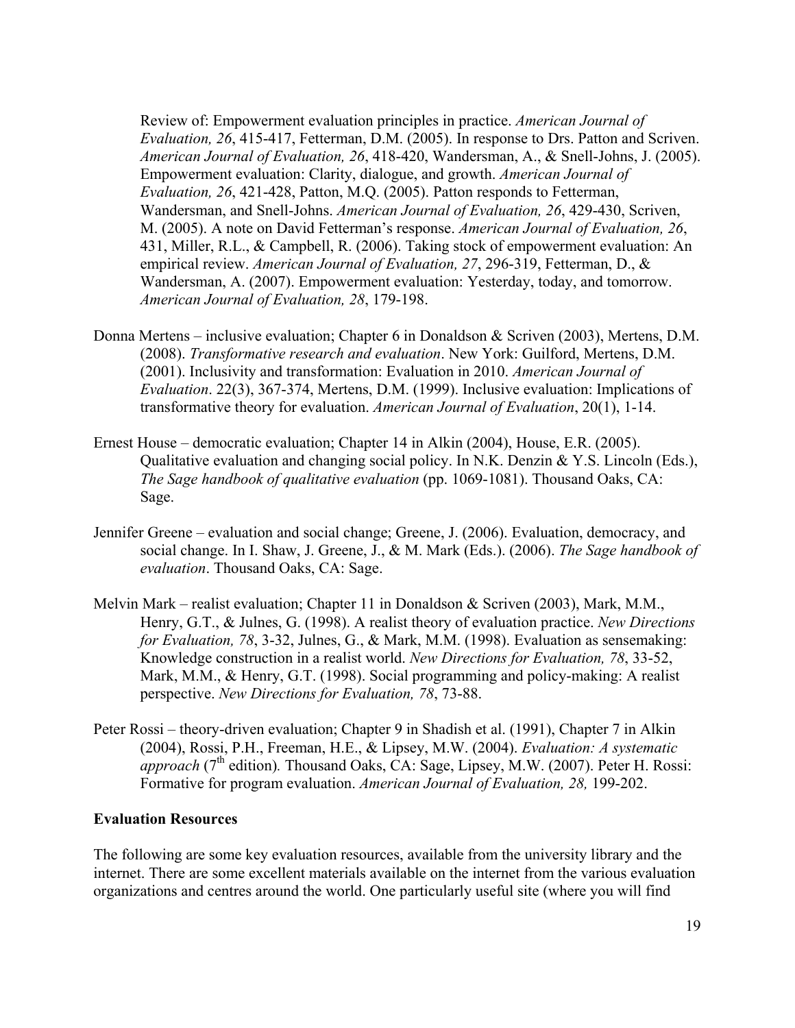Review of: Empowerment evaluation principles in practice. *American Journal of Evaluation, 26*, 415-417, Fetterman, D.M. (2005). In response to Drs. Patton and Scriven. *American Journal of Evaluation, 26*, 418-420, Wandersman, A., & Snell-Johns, J. (2005). Empowerment evaluation: Clarity, dialogue, and growth. *American Journal of Evaluation, 26*, 421-428, Patton, M.Q. (2005). Patton responds to Fetterman, Wandersman, and Snell-Johns. *American Journal of Evaluation, 26*, 429-430, Scriven, M. (2005). A note on David Fetterman's response. *American Journal of Evaluation, 26*, 431, Miller, R.L., & Campbell, R. (2006). Taking stock of empowerment evaluation: An empirical review. *American Journal of Evaluation, 27*, 296-319, Fetterman, D., & Wandersman, A. (2007). Empowerment evaluation: Yesterday, today, and tomorrow. *American Journal of Evaluation, 28*, 179-198.

Donna Mertens – inclusive evaluation; Chapter 6 in Donaldson & Scriven (2003), Mertens, D.M. (2008). *Transformative research and evaluation*. New York: Guilford, Mertens, D.M. (2001). Inclusivity and transformation: Evaluation in 2010. *American Journal of Evaluation*. 22(3), 367-374, Mertens, D.M. (1999). Inclusive evaluation: Implications of transformative theory for evaluation. *American Journal of Evaluation*, 20(1), 1-14.

Ernest House – democratic evaluation; Chapter 14 in Alkin (2004), House, E.R. (2005). Qualitative evaluation and changing social policy. In N.K. Denzin & Y.S. Lincoln (Eds.), *The Sage handbook of qualitative evaluation* (pp. 1069-1081). Thousand Oaks, CA: Sage.

Jennifer Greene – evaluation and social change; Greene, J. (2006). Evaluation, democracy, and social change. In I. Shaw, J. Greene, J., & M. Mark (Eds.). (2006). *The Sage handbook of evaluation*. Thousand Oaks, CA: Sage.

Melvin Mark – realist evaluation; Chapter 11 in Donaldson & Scriven (2003), Mark, M.M., Henry, G.T., & Julnes, G. (1998). A realist theory of evaluation practice. *New Directions for Evaluation, 78*, 3-32, Julnes, G., & Mark, M.M. (1998). Evaluation as sensemaking: Knowledge construction in a realist world. *New Directions for Evaluation, 78*, 33-52, Mark, M.M., & Henry, G.T. (1998). Social programming and policy-making: A realist perspective. *New Directions for Evaluation, 78*, 73-88.

Peter Rossi – theory-driven evaluation; Chapter 9 in Shadish et al. (1991), Chapter 7 in Alkin (2004), Rossi, P.H., Freeman, H.E., & Lipsey, M.W. (2004). *Evaluation: A systematic approach* (7th edition)*.* Thousand Oaks, CA: Sage, Lipsey, M.W. (2007). Peter H. Rossi: Formative for program evaluation. *American Journal of Evaluation, 28,* 199-202.

**Evaluation Resources**

The following are some key evaluation resources, available from the university library and the internet. There are some excellent materials available on the internet from the various evaluation organizations and centres around the world. One particularly useful site (where you will find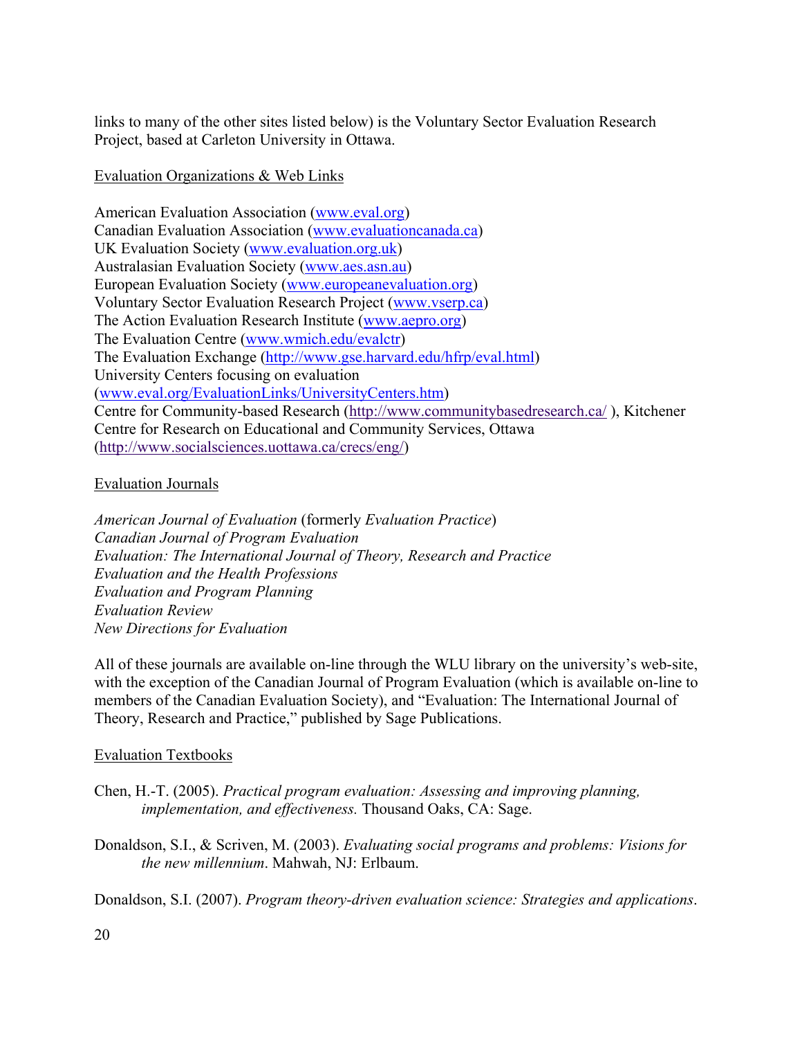links to many of the other sites listed below) is the Voluntary Sector Evaluation Research Project, based at Carleton University in Ottawa.

## Evaluation Organizations & Web Links

American Evaluation Association (www.eval.org)
Canadian Evaluation Association (www.evaluationcanada.ca)
UK Evaluation Society (www.evaluation.org.uk)
Australasian Evaluation Society (www.aes.asn.au)
European Evaluation Society (www.europeanevaluation.org)
Voluntary Sector Evaluation Research Project (www.vserp.ca)
The Action Evaluation Research Institute (www.aepro.org)
The Evaluation Centre (www.wmich.edu/evalctr)
The Evaluation Exchange (http://www.gse.harvard.edu/hfrp/eval.html)
University Centers focusing on evaluation (www.eval.org/EvaluationLinks/UniversityCenters.htm)
Centre for Community-based Research (http://www.communitybasedresearch.ca/ ), Kitchener
Centre for Research on Educational and Community Services, Ottawa (http://www.socialsciences.uottawa.ca/crecs/eng/)

## Evaluation Journals

*American Journal of Evaluation* (formerly *Evaluation Practice*)
*Canadian Journal of Program Evaluation*
*Evaluation: The International Journal of Theory, Research and Practice*
*Evaluation and the Health Professions*
*Evaluation and Program Planning*
*Evaluation Review*
*New Directions for Evaluation*

All of these journals are available on-line through the WLU library on the university's web-site, with the exception of the Canadian Journal of Program Evaluation (which is available on-line to members of the Canadian Evaluation Society), and "Evaluation: The International Journal of Theory, Research and Practice," published by Sage Publications.

## Evaluation Textbooks

Chen, H.-T. (2005). *Practical program evaluation: Assessing and improving planning, implementation, and effectiveness.* Thousand Oaks, CA: Sage.

Donaldson, S.I., & Scriven, M. (2003). *Evaluating social programs and problems: Visions for the new millennium*. Mahwah, NJ: Erlbaum.

Donaldson, S.I. (2007). *Program theory-driven evaluation science: Strategies and applications*.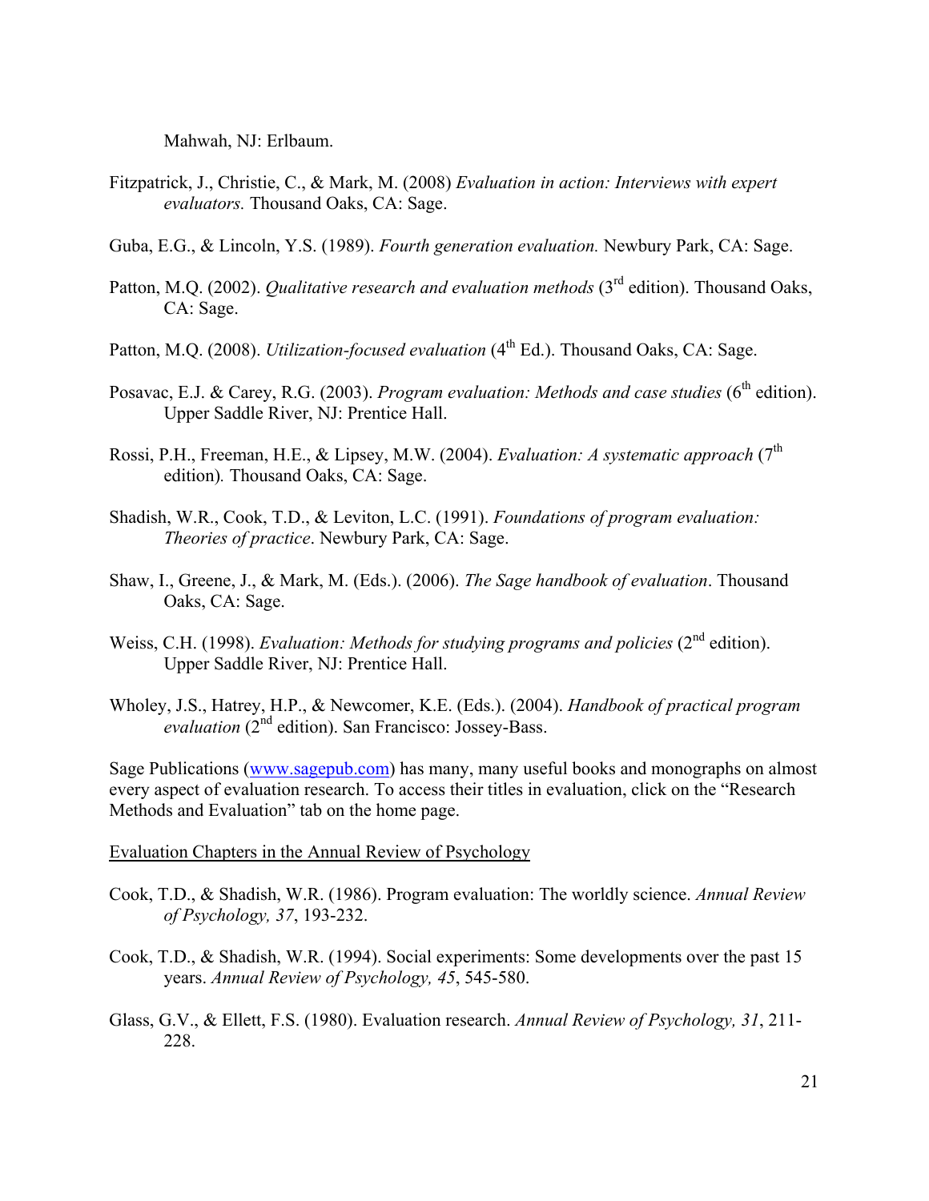Mahwah, NJ: Erlbaum.

Fitzpatrick, J., Christie, C., & Mark, M. (2008) *Evaluation in action: Interviews with expert evaluators.* Thousand Oaks, CA: Sage.

Guba, E.G., & Lincoln, Y.S. (1989). *Fourth generation evaluation.* Newbury Park, CA: Sage.

Patton, M.Q. (2002). *Qualitative research and evaluation methods* (3rd edition). Thousand Oaks, CA: Sage.

Patton, M.Q. (2008). *Utilization-focused evaluation* (4th Ed.). Thousand Oaks, CA: Sage.

Posavac, E.J. & Carey, R.G. (2003). *Program evaluation: Methods and case studies* (6th edition). Upper Saddle River, NJ: Prentice Hall.

Rossi, P.H., Freeman, H.E., & Lipsey, M.W. (2004). *Evaluation: A systematic approach* (7th edition)*.* Thousand Oaks, CA: Sage.

Shadish, W.R., Cook, T.D., & Leviton, L.C. (1991). *Foundations of program evaluation: Theories of practice*. Newbury Park, CA: Sage.

Shaw, I., Greene, J., & Mark, M. (Eds.). (2006). *The Sage handbook of evaluation*. Thousand Oaks, CA: Sage.

Weiss, C.H. (1998). *Evaluation: Methods for studying programs and policies* (2nd edition). Upper Saddle River, NJ: Prentice Hall.

Wholey, J.S., Hatrey, H.P., & Newcomer, K.E. (Eds.). (2004). *Handbook of practical program evaluation* (2nd edition). San Francisco: Jossey-Bass.

Sage Publications (www.sagepub.com) has many, many useful books and monographs on almost every aspect of evaluation research. To access their titles in evaluation, click on the "Research Methods and Evaluation" tab on the home page.

Evaluation Chapters in the Annual Review of Psychology

Cook, T.D., & Shadish, W.R. (1986). Program evaluation: The worldly science. *Annual Review of Psychology, 37*, 193-232.

Cook, T.D., & Shadish, W.R. (1994). Social experiments: Some developments over the past 15 years. *Annual Review of Psychology, 45*, 545-580.

Glass, G.V., & Ellett, F.S. (1980). Evaluation research. *Annual Review of Psychology, 31*, 211-228.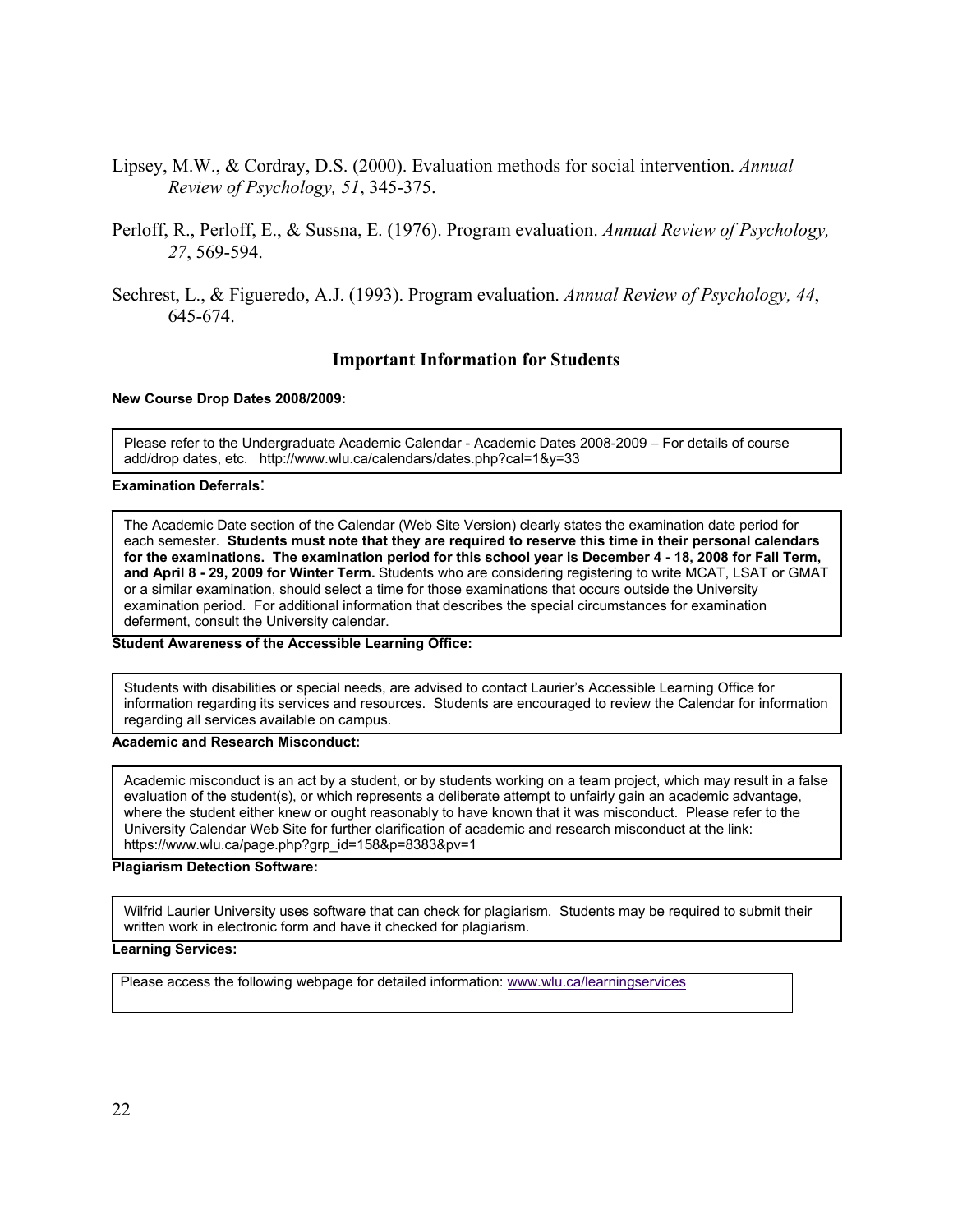Lipsey, M.W., & Cordray, D.S. (2000). Evaluation methods for social intervention. *Annual Review of Psychology, 51*, 345-375.

Perloff, R., Perloff, E., & Sussna, E. (1976). Program evaluation. *Annual Review of Psychology, 27*, 569-594.

Sechrest, L., & Figueredo, A.J. (1993). Program evaluation. *Annual Review of Psychology, 44*, 645-674.

## Important Information for Students

**New Course Drop Dates 2008/2009:**

Please refer to the Undergraduate Academic Calendar - Academic Dates 2008-2009 – For details of course add/drop dates, etc. http://www.wlu.ca/calendars/dates.php?cal=1&y=33

**Examination Deferrals:**

The Academic Date section of the Calendar (Web Site Version) clearly states the examination date period for each semester. **Students must note that they are required to reserve this time in their personal calendars for the examinations. The examination period for this school year is December 4 - 18, 2008 for Fall Term, and April 8 - 29, 2009 for Winter Term.** Students who are considering registering to write MCAT, LSAT or GMAT or a similar examination, should select a time for those examinations that occurs outside the University examination period. For additional information that describes the special circumstances for examination deferment, consult the University calendar.

**Student Awareness of the Accessible Learning Office:**

Students with disabilities or special needs, are advised to contact Laurier's Accessible Learning Office for information regarding its services and resources. Students are encouraged to review the Calendar for information regarding all services available on campus.

**Academic and Research Misconduct:**

Academic misconduct is an act by a student, or by students working on a team project, which may result in a false evaluation of the student(s), or which represents a deliberate attempt to unfairly gain an academic advantage, where the student either knew or ought reasonably to have known that it was misconduct. Please refer to the University Calendar Web Site for further clarification of academic and research misconduct at the link: https://www.wlu.ca/page.php?grp_id=158&p=8383&pv=1

**Plagiarism Detection Software:**

Wilfrid Laurier University uses software that can check for plagiarism. Students may be required to submit their written work in electronic form and have it checked for plagiarism.

**Learning Services:**

Please access the following webpage for detailed information: www.wlu.ca/learningservices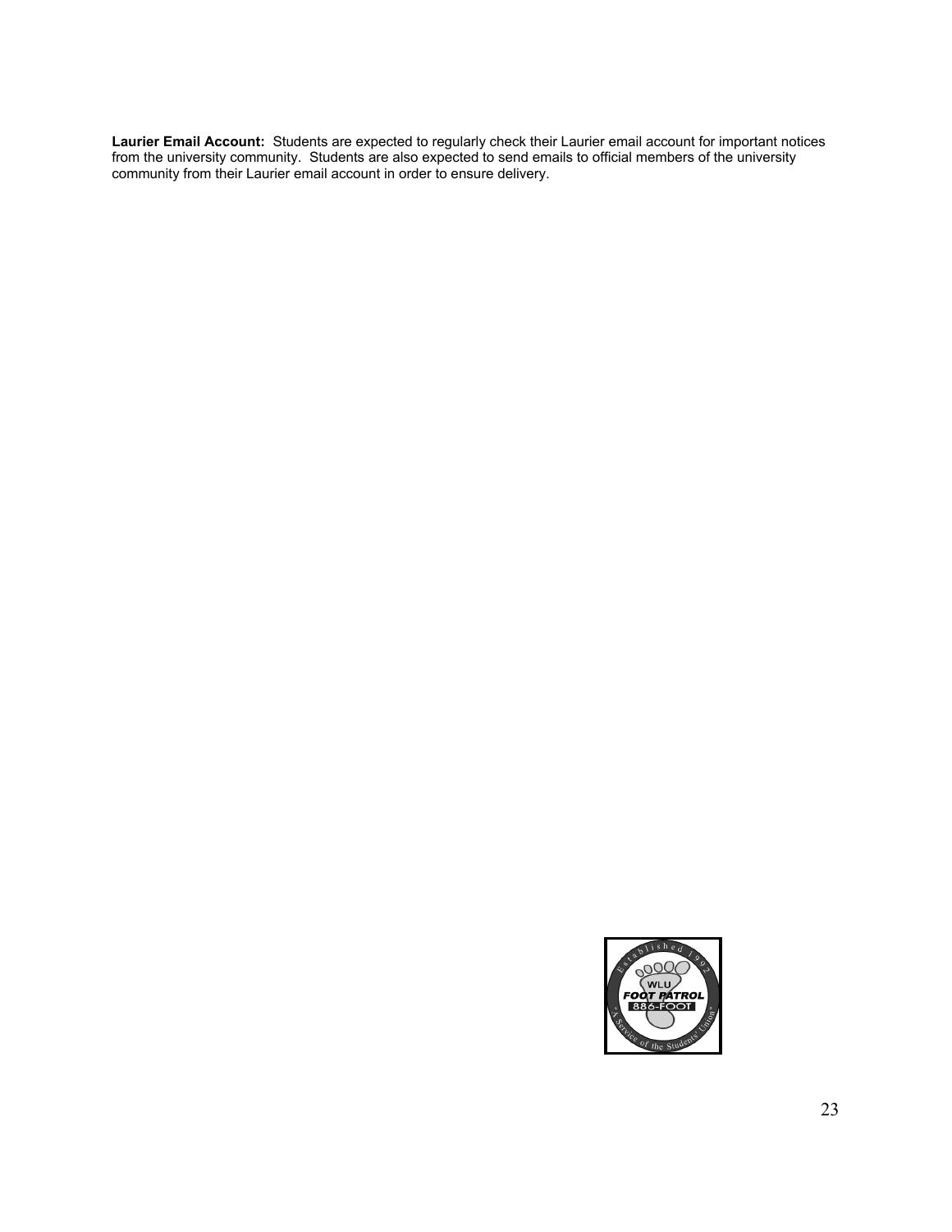**Laurier Email Account:** Students are expected to regularly check their Laurier email account for important notices from the university community. Students are also expected to send emails to official members of the university community from their Laurier email account in order to ensure delivery.